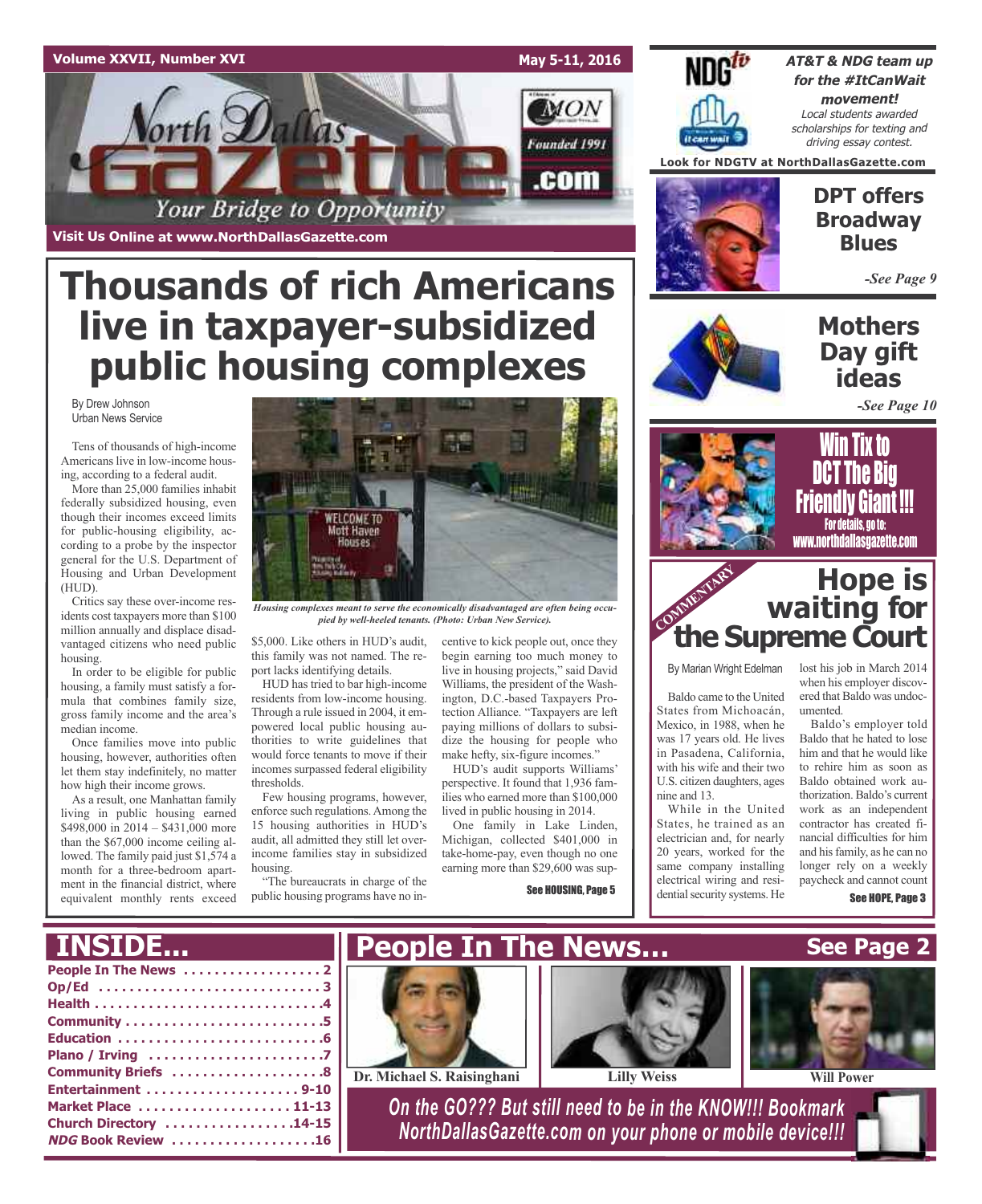Volume XXVII, Number XVI May 5-11, 2016

# North Dallas Gazette

Your Bridge to Opportunity

Founded 1991

.com

Visit Us Online at www.NorthDallasGazette.com

**AT&T & NDG team up for the #ItCanWait movement!**

*Local students awarded scholarships for texting and driving essay contest.*

Look for NDGTV at NorthDallasGazette.com

## DPT offers Broadway Blues

*-See Page 9*

## Mothers Day gift ideas

*-See Page 10*

## Win Tix to DCT The Big Friendly Giant!!!

For details, go to: www.northdallasgazette.com

# Thousands of rich Americans live in taxpayer-subsidized public housing complexes

By Drew Johnson
Urban News Service

Tens of thousands of high-income Americans live in low-income housing, according to a federal audit.

More than 25,000 families inhabit federally subsidized housing, even though their incomes exceed limits for public-housing eligibility, according to a probe by the inspector general for the U.S. Department of Housing and Urban Development (HUD).

Critics say these over-income residents cost taxpayers more than $100 million annually and displace disadvantaged citizens who need public housing.

In order to be eligible for public housing, a family must satisfy a formula that combines family size, gross family income and the area's median income.

Once families move into public housing, however, authorities often let them stay indefinitely, no matter how high their incomes grow.

As a result, one Manhattan family living in public housing earned $498,000 in 2014 – $431,000 more than the $67,000 income ceiling allowed. The family paid just $1,574 a month for a three-bedroom apartment in the financial district, where equivalent monthly rents exceed $5,000. Like others in HUD's audit, this family was not named. The report lacks identifying details.

*Housing complexes meant to serve the economically disadvantaged are often being occupied by well-heeled tenants. (Photo: Urban New Service).*

HUD has tried to bar high-income residents from low-income housing. Through a rule issued in 2004, it empowered local public housing authorities to write guidelines that would force tenants to move if their incomes surpassed federal eligibility thresholds.

Few housing programs, however, enforce such regulations. Among the 15 housing authorities in HUD's audit, all admitted they still let over-income families stay in subsidized housing.

"The bureaucrats in charge of the public housing programs have no incentive to kick people out, once they begin earning too much money to live in housing projects," said David Williams, the president of the Washington, D.C.-based Taxpayers Protection Alliance. "Taxpayers are left paying millions of dollars to subsidize the housing for people who make hefty, six-figure incomes."

HUD's audit supports Williams' perspective. It found that 1,936 families who earned more than $100,000 lived in public housing in 2014.

One family in Lake Linden, Michigan, collected $401,000 in take-home-pay, even though no one earning more than $29,600 was sup-

See HOUSING, Page 5

COMMENTARY

# Hope is waiting for the Supreme Court

By Marian Wright Edelman

Baldo came to the United States from Michoacán, Mexico, in 1988, when he was 17 years old. He lives in Pasadena, California, with his wife and their two U.S. citizen daughters, ages nine and 13.

While in the United States, he trained as an electrician and, for nearly 20 years, worked for the same company installing electrical wiring and residential security systems. He lost his job in March 2014 when his employer discovered that Baldo was undocumented.

Baldo's employer told Baldo that he hated to lose him and that he would like to rehire him as soon as Baldo obtained work authorization. Baldo's current work as an independent contractor has created financial difficulties for him and his family, as he can no longer rely on a weekly paycheck and cannot count

See HOPE, Page 3

## INSIDE...

- People In The News . . . . . . . . . . . . . . . . . 2
- Op/Ed . . . . . . . . . . . . . . . . . . . . . . . . . . . 3
- Health . . . . . . . . . . . . . . . . . . . . . . . . . . . .4
- Community . . . . . . . . . . . . . . . . . . . . . . . . .5
- Education . . . . . . . . . . . . . . . . . . . . . . . . . .6
- Plano / Irving . . . . . . . . . . . . . . . . . . . . . .7
- Community Briefs . . . . . . . . . . . . . . . . . . .8
- Entertainment . . . . . . . . . . . . . . . . . . . 9-10
- Market Place . . . . . . . . . . . . . . . . . . . 11-13
- Church Directory . . . . . . . . . . . . . . . .14-15
- *NDG* Book Review . . . . . . . . . . . . . . . . . .16

## People In The News... See Page 2

Dr. Michael S. Raisinghani

Lilly Weiss

Will Power

*On the GO??? But still need to be in the KNOW!!! Bookmark NorthDallasGazette.com on your phone or mobile device!!!*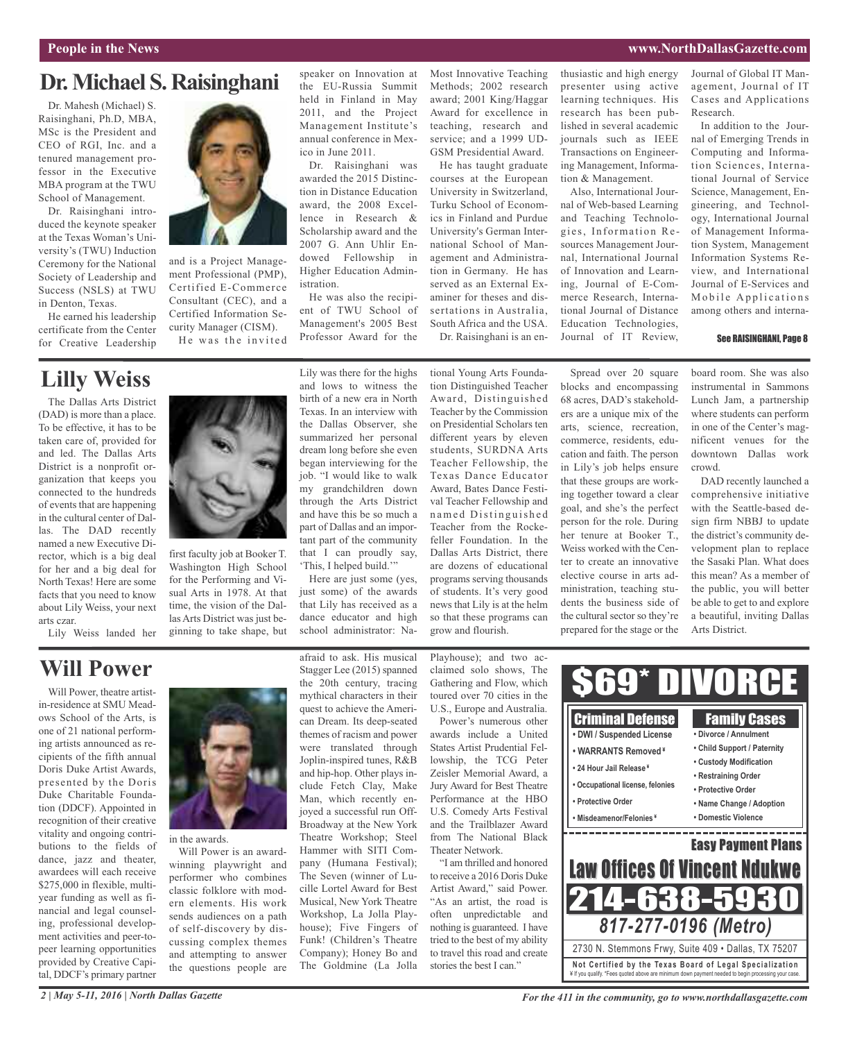## Dr. Michael S. Raisinghani

Dr. Mahesh (Michael) S. Raisinghani, Ph.D, MBA, MSc is the President and CEO of RGI, Inc. and a tenured management professor in the Executive MBA program at the TWU School of Management.

Dr. Raisinghani introduced the keynote speaker at the Texas Woman's University's (TWU) Induction Ceremony for the National Society of Leadership and Success (NSLS) at TWU in Denton, Texas.

He earned his leadership certificate from the Center for Creative Leadership and is a Project Management Professional (PMP), Certified E-Commerce Consultant (CEC), and a Certified Information Security Manager (CISM).

He was the invited speaker on Innovation at the EU-Russia Summit held in Finland in May 2011, and the Project Management Institute's annual conference in Mexico in June 2011.

Dr. Raisinghani was awarded the 2015 Distinction in Distance Education award, the 2008 Excellence in Research & Scholarship award and the 2007 G. Ann Uhlir Endowed Fellowship in Higher Education Administration.

He was also the recipient of TWU School of Management's 2005 Best Professor Award for the Most Innovative Teaching Methods; 2002 research award; 2001 King/Haggar Award for excellence in teaching, research and service; and a 1999 UD-GSM Presidential Award.

He has taught graduate courses at the European University in Switzerland, Turku School of Economics in Finland and Purdue University's German International School of Management and Administration in Germany. He has served as an External Examiner for theses and dissertations in Australia, South Africa and the USA.

Dr. Raisinghani is an enthusiastic and high energy presenter using active learning techniques. His research has been published in several academic journals such as IEEE Transactions on Engineering Management, Information & Management.

Also, International Journal of Web-based Learning and Teaching Technologies, Information Resources Management Journal, International Journal of Innovation and Learning, Journal of E-Commerce Research, International Journal of Distance Education Technologies, Journal of IT Review, Journal of Global IT Management, Journal of IT Cases and Applications Research.

In addition to the Journal of Emerging Trends in Computing and Information Sciences, International Journal of Service Science, Management, Engineering, and Technology, International Journal of Management Information System, Management Information Systems Review, and International Journal of E-Services and Mobile Applications among others and interna-

See RAISINGHANI, Page 8

## Lilly Weiss

The Dallas Arts District (DAD) is more than a place. To be effective, it has to be taken care of, provided for and led. The Dallas Arts District is a nonprofit organization that keeps you connected to the hundreds of events that are happening in the cultural center of Dallas. The DAD recently named a new Executive Director, which is a big deal for her and a big deal for North Texas! Here are some facts that you need to know about Lily Weiss, your next arts czar.

Lily Weiss landed her first faculty job at Booker T. Washington High School for the Performing and Visual Arts in 1978. At that time, the vision of the Dallas Arts District was just beginning to take shape, but Lily was there for the highs and lows to witness the birth of a new era in North Texas. In an interview with the Dallas Observer, she summarized her personal dream long before she even began interviewing for the job. "I would like to walk my grandchildren down through the Arts District and have this be so much a part of Dallas and an important part of the community that I can proudly say, 'This, I helped build.'"

Here are just some (yes, just some) of the awards that Lily has received as a dance educator and high school administrator: National Young Arts Foundation Distinguished Teacher Award, Distinguished Teacher by the Commission on Presidential Scholars ten different years by eleven students, SURDNA Arts Teacher Fellowship, the Texas Dance Educator Award, Bates Dance Festival Teacher Fellowship and named Distinguished Teacher from the Rockefeller Foundation. In the Dallas Arts District, there are dozens of educational programs serving thousands of students. It's very good news that Lily is at the helm so that these programs can grow and flourish.

Spread over 20 square blocks and encompassing 68 acres, DAD's stakeholders are a unique mix of the arts, science, recreation, commerce, residents, education and faith. The person in Lily's job helps ensure that these groups are working together toward a clear goal, and she's the perfect person for the role. During her tenure at Booker T., Weiss worked with the Center to create an innovative elective course in arts administration, teaching students the business side of the cultural sector so they're prepared for the stage or the board room. She was also instrumental in Sammons Lunch Jam, a partnership where students can perform in one of the Center's magnificent venues for the downtown Dallas work crowd.

DAD recently launched a comprehensive initiative with the Seattle-based design firm NBBJ to update the district's community development plan to replace the Sasaki Plan. What does this mean? As a member of the public, you will better be able to get to and explore a beautiful, inviting Dallas Arts District.

## Will Power

Will Power, theatre artist-in-residence at SMU Meadows School of the Arts, is one of 21 national performing artists announced as recipients of the fifth annual Doris Duke Artist Awards, presented by the Doris Duke Charitable Foundation (DDCF). Appointed in recognition of their creative vitality and ongoing contributions to the fields of dance, jazz and theater, awardees will each receive $275,000 in flexible, multi-year funding as well as financial and legal counseling, professional development activities and peer-to-peer learning opportunities provided by Creative Capital, DDCF's primary partner in the awards.

Will Power is an award-winning playwright and performer who combines classic folklore with modern elements. His work sends audiences on a path of self-discovery by discussing complex themes and attempting to answer the questions people are afraid to ask. His musical Stagger Lee (2015) spanned the 20th century, tracing mythical characters in their quest to achieve the American Dream. Its deep-seated themes of racism and power were translated through Joplin-inspired tunes, R&B and hip-hop. Other plays include Fetch Clay, Make Man, which recently enjoyed a successful run Off-Broadway at the New York Theatre Workshop; Steel Hammer with SITI Company (Humana Festival); The Seven (winner of Lucille Lortel Award for Best Musical, New York Theatre Workshop, La Jolla Playhouse); Five Fingers of Funk! (Children's Theatre Company); Honey Bo and The Goldmine (La Jolla Playhouse); and two acclaimed solo shows, The Gathering and Flow, which toured over 70 cities in the U.S., Europe and Australia.

Power's numerous other awards include a United States Artist Prudential Fellowship, the TCG Peter Zeisler Memorial Award, a Jury Award for Best Theatre Performance at the HBO U.S. Comedy Arts Festival and the Trailblazer Award from The National Black Theater Network.

"I am thrilled and honored to receive a 2016 Doris Duke Artist Award," said Power. "As an artist, the road is often unpredictable and nothing is guaranteed. I have tried to the best of my ability to travel this road and create stories the best I can."

---

**$69* DIVORCE**

**Criminal Defense**
- DWI / Suspended License
- WARRANTS Removed ¥
- 24 Hour Jail Release ¥
- Occupational license, felonies
- Protective Order
- Misdeamenor/Felonies ¥

**Family Cases**
- Divorce / Annulment
- Child Support / Paternity
- Custody Modification
- Restraining Order
- Protective Order
- Name Change / Adoption
- Domestic Violence

**Easy Payment Plans**

**Law Offices Of Vincent Ndukwe**

**214-638-5930**

*817-277-0196 (Metro)*

2730 N. Stemmons Frwy, Suite 409 • Dallas, TX 75207

**Not Certified by the Texas Board of Legal Specialization**

¥ If you qualify. *Fees quoted above are minimum down payment needed to begin processing your case.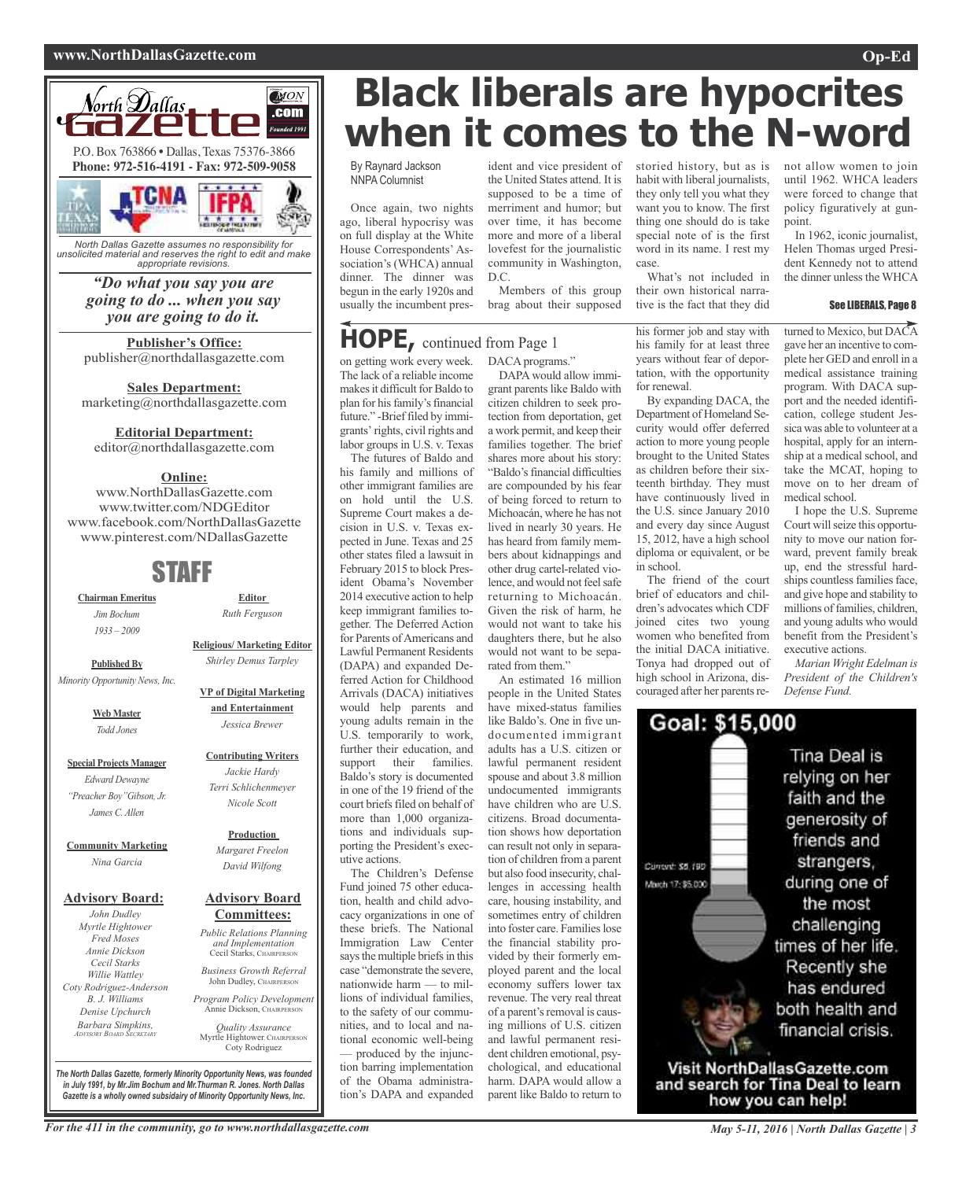North Dallas Gazette

P.O. Box 763866 • Dallas, Texas 75376-3866
**Phone: 972-516-4191 - Fax: 972-509-9058**

*North Dallas Gazette assumes no responsibility for unsolicited material and reserves the right to edit and make appropriate revisions.*

***"Do what you say you are going to do ... when you say you are going to do it.***

**Publisher's Office:**
publisher@northdallasgazette.com

**Sales Department:**
marketing@northdallasgazette.com

**Editorial Department:**
editor@northdallasgazette.com

**Online:**
www.NorthDallasGazette.com
www.twitter.com/NDGEditor
www.facebook.com/NorthDallasGazette
www.pinterest.com/NDallasGazette

## STAFF

**Chairman Emeritus**
*Jim Bochum*
*1933 – 2009*

**Published By**
*Minority Opportunity News, Inc.*

**Web Master**
*Todd Jones*

**Special Projects Manager**
*Edward Dewayne "Preacher Boy" Gibson, Jr.*
*James C. Allen*

**Community Marketing**
*Nina Garcia*

**Advisory Board:**
*John Dudley*
*Myrtle Hightower*
*Fred Moses*
*Annie Dickson*
*Cecil Starks*
*Willie Wattley*
*Coty Rodriguez-Anderson*
*B. J. Williams*
*Denise Upchurch*
*Barbara Simpkins, Advisory Board Secretary*

**Editor**
*Ruth Ferguson*

**Religious/ Marketing Editor**
*Shirley Demus Tarpley*

**VP of Digital Marketing and Entertainment**
*Jessica Brewer*

**Contributing Writers**
*Jackie Hardy*
*Terri Schlichenmeyer*
*Nicole Scott*

**Production**
*Margaret Freelon*
*David Wilfong*

**Advisory Board Committees:**

*Public Relations Planning and Implementation*
Cecil Starks, Chairperson

*Business Growth Referral*
John Dudley, Chairperson

*Program Policy Development*
Annie Dickson, Chairperson

*Quality Assurance*
Myrtle Hightower, Chairperson
Coty Rodriguez

***The North Dallas Gazette, formerly Minority Opportunity News, was founded in July 1991, by Mr.Jim Bochum and Mr.Thurman R. Jones. North Dallas Gazette is a wholly owned subsidairy of Minority Opportunity News, Inc.***

# Black liberals are hypocrites when it comes to the N-word

By Raynard Jackson
NNPA Columnist

Once again, two nights ago, liberal hypocrisy was on full display at the White House Correspondents' Association's (WHCA) annual dinner. The dinner was begun in the early 1920s and usually the incumbent president and vice president of the United States attend. It is supposed to be a time of merriment and humor; but over time, it has become more and more of a liberal lovefest for the journalistic community in Washington, D.C.

Members of this group brag about their supposed storied history, but as is habit with liberal journalists, they only tell you what they want you to know. The first thing one should do is take special note of is the first word in its name. I rest my case.

What's not included in their own historical narrative is the fact that they did not allow women to join until 1962. WHCA leaders were forced to change that policy figuratively at gunpoint.

In 1962, iconic journalist, Helen Thomas urged President Kennedy not to attend the dinner unless the WHCA

**See LIBERALS, Page 8**

## HOPE, continued from Page 1

on getting work every week. The lack of a reliable income makes it difficult for Baldo to plan for his family's financial future." -Brief filed by immigrants' rights, civil rights and labor groups in U.S. v. Texas

The futures of Baldo and his family and millions of other immigrant families are on hold until the U.S. Supreme Court makes a decision in U.S. v. Texas expected in June. Texas and 25 other states filed a lawsuit in February 2015 to block President Obama's November 2014 executive action to help keep immigrant families together. The Deferred Action for Parents of Americans and Lawful Permanent Residents (DAPA) and expanded Deferred Action for Childhood Arrivals (DACA) initiatives would help parents and young adults remain in the U.S. temporarily to work, further their education, and support their families. Baldo's story is documented in one of the 19 friend of the court briefs filed on behalf of more than 1,000 organizations and individuals supporting the President's executive actions.

The Children's Defense Fund joined 75 other education, health and child advocacy organizations in one of these briefs. The National Immigration Law Center says the multiple briefs in this case "demonstrate the severe, nationwide harm — to millions of individual families, to the safety of our communities, and to local and national economic well-being — produced by the injunction barring implementation of the Obama administration's DAPA and expanded DACA programs."

DAPA would allow immigrant parents like Baldo with citizen children to seek protection from deportation, get a work permit, and keep their families together. The brief shares more about his story: "Baldo's financial difficulties are compounded by his fear of being forced to return to Michoacán, where he has not lived in nearly 30 years. He has heard from family members about kidnappings and other drug cartel-related violence, and would not feel safe returning to Michoacán. Given the risk of harm, he would not want to take his daughters there, but he also would not want to be separated from them."

An estimated 16 million people in the United States have mixed-status families like Baldo's. One in five undocumented immigrant adults has a U.S. citizen or lawful permanent resident spouse and about 3.8 million undocumented immigrants have children who are U.S. citizens. Broad documentation shows how deportation can result not only in separation of children from a parent but also food insecurity, challenges in accessing health care, housing instability, and sometimes entry of children into foster care. Families lose the financial stability provided by their formerly employed parent and the local economy suffers lower tax revenue. The very real threat of a parent's removal is causing millions of U.S. citizen and lawful permanent resident children emotional, psychological, and educational harm. DAPA would allow a parent like Baldo to return to his former job and stay with his family for at least three years without fear of deportation, with the opportunity for renewal.

By expanding DACA, the Department of Homeland Security would offer deferred action to more young people brought to the United States as children before their sixteenth birthday. They must have continuously lived in the U.S. since January 2010 and every day since August 15, 2012, have a high school diploma or equivalent, or be in school.

The friend of the court brief of educators and children's advocates which CDF joined cites two young women who benefited from the initial DACA initiative. Tonya had dropped out of high school in Arizona, discouraged after her parents returned to Mexico, but DACA gave her an incentive to complete her GED and enroll in a medical assistance training program. With DACA support and the needed identification, college student Jessica was able to volunteer at a hospital, apply for an internship at a medical school, and take the MCAT, hoping to move on to her dream of medical school.

I hope the U.S. Supreme Court will seize this opportunity to move our nation forward, prevent family break up, end the stressful hardships countless families face, and give hope and stability to millions of families, children, and young adults who would benefit from the President's executive actions.

*Marian Wright Edelman is President of the Children's Defense Fund.*

**Goal: $15,000**

Current: $8,190
March 17: $5,000

Tina Deal is relying on her faith and the generosity of friends and strangers, during one of the most challenging times of her life. Recently she has endured both health and financial crisis.

**Visit NorthDallasGazette.com and search for Tina Deal to learn how you can help!**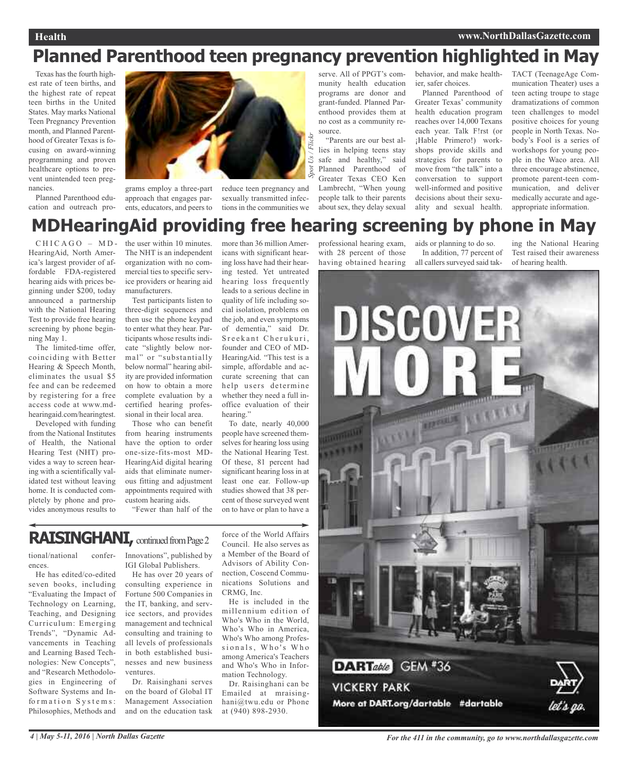# Planned Parenthood teen pregnancy prevention highlighted in May

Texas has the fourth highest rate of teen births, and the highest rate of repeat teen births in the United States. May marks National Teen Pregnancy Prevention month, and Planned Parenthood of Greater Texas is focusing on award-winning programming and proven healthcare options to prevent unintended teen pregnancies.

Planned Parenthood education and outreach programs employ a three-part approach that engages parents, educators, and peers to reduce teen pregnancy and sexually transmitted infections in the communities we serve. All of PPGT's community health education programs are donor and grant-funded. Planned Parenthood provides them at no cost as a community resource.

*Spot Us / Flickr*

"Parents are our best allies in helping teens stay safe and healthy," said Planned Parenthood of Greater Texas CEO Ken Lambrecht, "When young people talk to their parents about sex, they delay sexual behavior, and make healthier, safer choices.

Planned Parenthood of Greater Texas' community health education program reaches over 14,000 Texans each year. Talk F!rst (or ¡Hable Primero!) workshops provide skills and strategies for parents to move from "the talk" into a conversation to support well-informed and positive decisions about their sexuality and sexual health. TACT (TeenageAge Communication Theater) uses a teen acting troupe to stage dramatizations of common teen challenges to model positive choices for young people in North Texas. Nobody's Fool is a series of workshops for young people in the Waco area. All three encourage abstinence, promote parent-teen communication, and deliver medically accurate and age-appropriate information.

# MDHearingAid providing free hearing screening by phone in May

CHICAGO – MDHearingAid, North America's largest provider of affordable FDA-registered hearing aids with prices beginning under $200, today announced a partnership with the National Hearing Test to provide free hearing screening by phone beginning May 1.

The limited-time offer, coinciding with Better Hearing & Speech Month, eliminates the usual $5 fee and can be redeemed by registering for a free access code at www.mdhearingaid.com/hearingtest.

Developed with funding from the National Institutes of Health, the National Hearing Test (NHT) provides a way to screen hearing with a scientifically validated test without leaving home. It is conducted completely by phone and provides anonymous results to the user within 10 minutes. The NHT is an independent organization with no commercial ties to specific service providers or hearing aid manufacturers.

Test participants listen to three-digit sequences and then use the phone keypad to enter what they hear. Participants whose results indicate "slightly below normal" or "substantially below normal" hearing ability are provided information on how to obtain a more complete evaluation by a certified hearing professional in their local area.

Those who can benefit from hearing instruments have the option to order one-size-fits-most MDHearingAid digital hearing aids that eliminate numerous fitting and adjustment appointments required with custom hearing aids.

"Fewer than half of the more than 36 million Americans with significant hearing loss have had their hearing tested. Yet untreated hearing loss frequently leads to a serious decline in quality of life including social isolation, problems on the job, and even symptoms of dementia," said Dr. Sreekant Cherukuri, founder and CEO of MDHearingAid. "This test is a simple, affordable and accurate screening that can help users determine whether they need a full in-office evaluation of their hearing."

To date, nearly 40,000 people have screened themselves for hearing loss using the National Hearing Test. Of these, 81 percent had significant hearing loss in at least one ear. Follow-up studies showed that 38 percent of those surveyed went on to have or plan to have a professional hearing exam, with 28 percent of those having obtained hearing aids or planning to do so.

In addition, 77 percent of all callers surveyed said taking the National Hearing Test raised their awareness of hearing health.

## RAISINGHANI, continued from Page 2

tional/national conferences.

He has edited/co-edited seven books, including "Evaluating the Impact of Technology on Learning, Teaching, and Designing Curriculum: Emerging Trends", "Dynamic Advancements in Teaching and Learning Based Technologies: New Concepts", and "Research Methodologies in Engineering of Software Systems and Information Systems: Philosophies, Methods and Innovations", published by IGI Global Publishers.

He has over 20 years of consulting experience in Fortune 500 Companies in the IT, banking, and service sectors, and provides management and technical consulting and training to all levels of professionals in both established businesses and new business ventures.

Dr. Raisinghani serves on the board of Global IT Management Association and on the education task force of the World Affairs Council. He also serves as a Member of the Board of Advisors of Ability Connection, Coscend Communications Solutions and CRMG, Inc.

He is included in the millennium edition of Who's Who in the World, Who's Who in America, Who's Who among Professionals, Who's Who among America's Teachers and Who's Who in Information Technology.

Dr. Raisinghani can be Emailed at mraisinghani@twu.edu or Phone at (940) 898-2930.

DISCOVER MORE

DARTable GEM #36

VICKERY PARK

More at DART.org/dartable #dartable

DART let's go.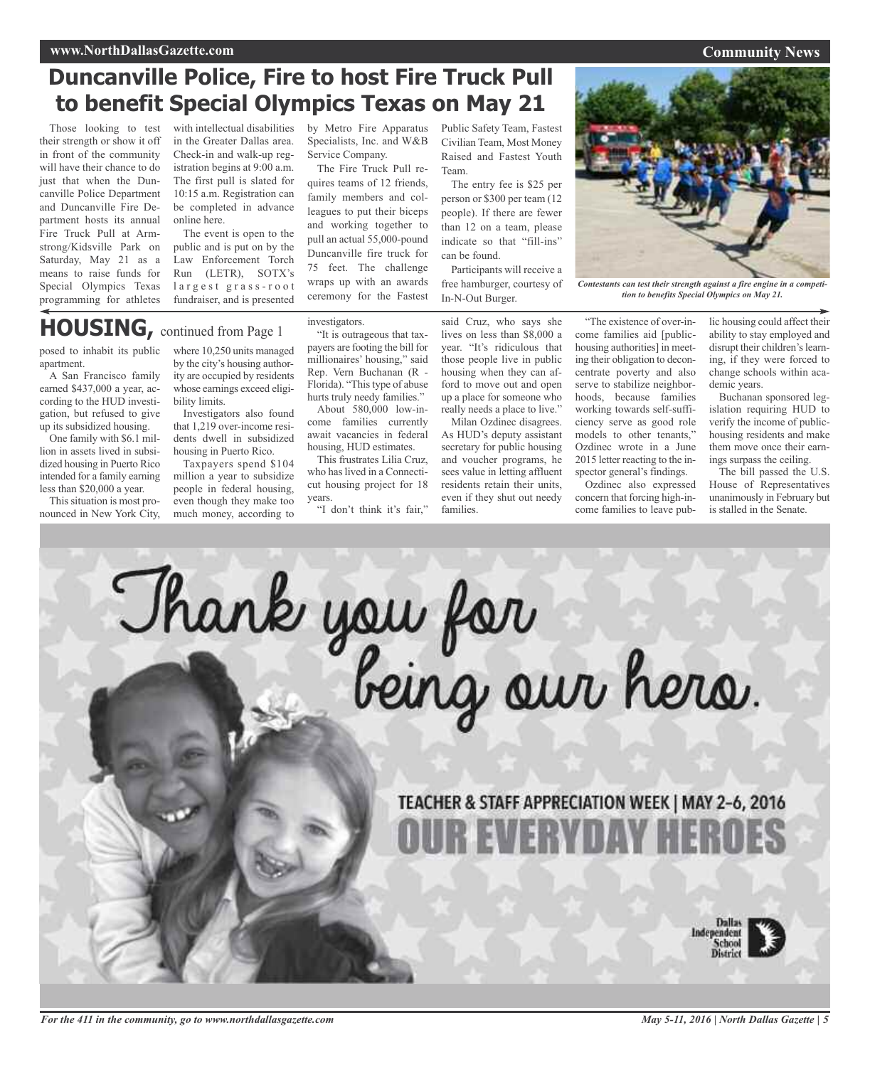# Duncanville Police, Fire to host Fire Truck Pull to benefit Special Olympics Texas on May 21

Those looking to test their strength or show it off in front of the community will have their chance to do just that when the Duncanville Police Department and Duncanville Fire Department hosts its annual Fire Truck Pull at Armstrong/Kidsville Park on Saturday, May 21 as a means to raise funds for Special Olympics Texas programming for athletes with intellectual disabilities in the Greater Dallas area. Check-in and walk-up registration begins at 9:00 a.m. The first pull is slated for 10:15 a.m. Registration can be completed in advance online here.

The event is open to the public and is put on by the Law Enforcement Torch Run (LETR), SOTX's largest grass-root fundraiser, and is presented by Metro Fire Apparatus Specialists, Inc. and W&B Service Company.

The Fire Truck Pull requires teams of 12 friends, family members and colleagues to put their biceps and working together to pull an actual 55,000-pound Duncanville fire truck for 75 feet. The challenge wraps up with an awards ceremony for the Fastest Public Safety Team, Fastest Civilian Team, Most Money Raised and Fastest Youth Team.

The entry fee is $25 per person or $300 per team (12 people). If there are fewer than 12 on a team, please indicate so that "fill-ins" can be found.

Participants will receive a free hamburger, courtesy of In-N-Out Burger.

*Contestants can test their strength against a fire engine in a competition to benefits Special Olympics on May 21.*

## HOUSING, continued from Page 1

posed to inhabit its public apartment.

A San Francisco family earned $437,000 a year, according to the HUD investigation, but refused to give up its subsidized housing.

One family with $6.1 million in assets lived in subsidized housing in Puerto Rico intended for a family earning less than $20,000 a year.

This situation is most pronounced in New York City, where 10,250 units managed by the city's housing authority are occupied by residents whose earnings exceed eligibility limits.

Investigators also found that 1,219 over-income residents dwell in subsidized housing in Puerto Rico.

Taxpayers spend $104 million a year to subsidize people in federal housing, even though they make too much money, according to investigators.

"It is outrageous that taxpayers are footing the bill for millionaires' housing," said Rep. Vern Buchanan (R - Florida). "This type of abuse hurts truly needy families."

About 580,000 low-income families currently await vacancies in federal housing, HUD estimates.

This frustrates Lilia Cruz, who has lived in a Connecticut housing project for 18 years.

"I don't think it's fair," said Cruz, who says she lives on less than $8,000 a year. "It's ridiculous that those people live in public housing when they can afford to move out and open up a place for someone who really needs a place to live."

Milan Ozdinec disagrees. As HUD's deputy assistant secretary for public housing and voucher programs, he sees value in letting affluent residents retain their units, even if they shut out needy families.

"The existence of over-income families aid [public-housing authorities] in meeting their obligation to deconcentrate poverty and also serve to stabilize neighborhoods, because families working towards self-sufficiency serve as good role models to other tenants," Ozdinec wrote in a June 2015 letter reacting to the inspector general's findings.

Ozdinec also expressed concern that forcing high-income families to leave public housing could affect their ability to stay employed and disrupt their children's learning, if they were forced to change schools within academic years.

Buchanan sponsored legislation requiring HUD to verify the income of public-housing residents and make them move once their earnings surpass the ceiling.

The bill passed the U.S. House of Representatives unanimously in February but is stalled in the Senate.

Thank you for being our hero.

TEACHER & STAFF APPRECIATION WEEK | MAY 2–6, 2016

OUR EVERYDAY HEROES

Dallas Independent School District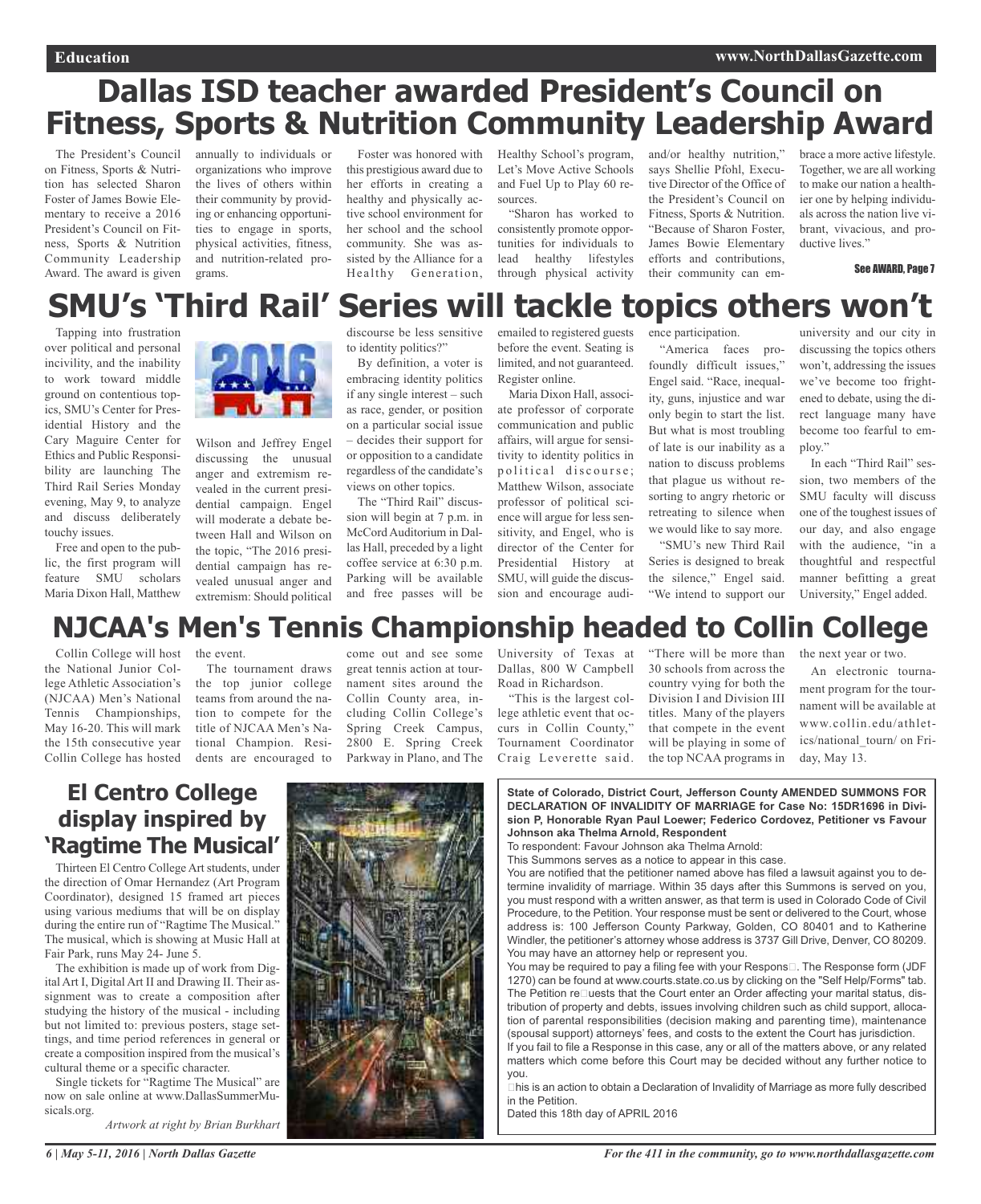# Dallas ISD teacher awarded President's Council on Fitness, Sports & Nutrition Community Leadership Award

The President's Council on Fitness, Sports & Nutrition has selected Sharon Foster of James Bowie Elementary to receive a 2016 President's Council on Fitness, Sports & Nutrition Community Leadership Award. The award is given annually to individuals or organizations who improve the lives of others within their community by providing or enhancing opportunities to engage in sports, physical activities, fitness, and nutrition-related programs.

Foster was honored with this prestigious award due to her efforts in creating a healthy and physically active school environment for her school and the school community. She was assisted by the Alliance for a Healthy Generation, Healthy School's program, Let's Move Active Schools and Fuel Up to Play 60 resources.

"Sharon has worked to consistently promote opportunities for individuals to lead healthy lifestyles through physical activity and/or healthy nutrition," says Shellie Pfohl, Executive Director of the Office of the President's Council on Fitness, Sports & Nutrition. "Because of Sharon Foster, James Bowie Elementary efforts and contributions, their community can embrace a more active lifestyle. Together, we are all working to make our nation a healthier one by helping individuals across the nation live vibrant, vivacious, and productive lives."

See AWARD, Page 7

# SMU's 'Third Rail' Series will tackle topics others won't

Tapping into frustration over political and personal incivility, and the inability to work toward middle ground on contentious topics, SMU's Center for Presidential History and the Cary Maguire Center for Ethics and Public Responsibility are launching The Third Rail Series Monday evening, May 9, to analyze and discuss deliberately touchy issues.

Free and open to the public, the first program will feature SMU scholars Maria Dixon Hall, Matthew Wilson and Jeffrey Engel discussing the unusual anger and extremism revealed in the current presidential campaign. Engel will moderate a debate between Hall and Wilson on the topic, "The 2016 presidential campaign has revealed unusual anger and extremism: Should political discourse be less sensitive to identity politics?"

By definition, a voter is embracing identity politics if any single interest – such as race, gender, or position on a particular social issue – decides their support for or opposition to a candidate regardless of the candidate's views on other topics.

The "Third Rail" discussion will begin at 7 p.m. in McCord Auditorium in Dallas Hall, preceded by a light coffee service at 6:30 p.m. Parking will be available and free passes will be emailed to registered guests before the event. Seating is limited, and not guaranteed. Register online.

Maria Dixon Hall, associate professor of corporate communication and public affairs, will argue for sensitivity to identity politics in political discourse; Matthew Wilson, associate professor of political science will argue for less sensitivity, and Engel, who is director of the Center for Presidential History at SMU, will guide the discussion and encourage audience participation.

"America faces profoundly difficult issues," Engel said. "Race, inequality, guns, injustice and war only begin to start the list. But what is most troubling of late is our inability as a nation to discuss problems that plague us without resorting to angry rhetoric or retreating to silence when we would like to say more.

"SMU's new Third Rail Series is designed to break the silence," Engel said. "We intend to support our university and our city in discussing the topics others won't, addressing the issues we've become too frightened to debate, using the direct language many have become too fearful to employ."

In each "Third Rail" session, two members of the SMU faculty will discuss one of the toughest issues of our day, and also engage with the audience, "in a thoughtful and respectful manner befitting a great University," Engel added.

# NJCAA's Men's Tennis Championship headed to Collin College

Collin College will host the National Junior College Athletic Association's (NJCAA) Men's National Tennis Championships, May 16-20. This will mark the 15th consecutive year Collin College has hosted the event.

The tournament draws the top junior college teams from around the nation to compete for the title of NJCAA Men's National Champion. Residents are encouraged to come out and see some great tennis action at tournament sites around the Collin County area, including Collin College's Spring Creek Campus, 2800 E. Spring Creek Parkway in Plano, and The University of Texas at Dallas, 800 W Campbell Road in Richardson.

"This is the largest college athletic event that occurs in Collin County," Tournament Coordinator Craig Leverette said. "There will be more than 30 schools from across the country vying for both the Division I and Division III titles. Many of the players that compete in the event will be playing in some of the top NCAA programs in the next year or two.

An electronic tournament program for the tournament will be available at www.collin.edu/athletics/national_tourn/ on Friday, May 13.

## El Centro College display inspired by 'Ragtime The Musical'

Thirteen El Centro College Art students, under the direction of Omar Hernandez (Art Program Coordinator), designed 15 framed art pieces using various mediums that will be on display during the entire run of "Ragtime The Musical." The musical, which is showing at Music Hall at Fair Park, runs May 24- June 5.

The exhibition is made up of work from Digital Art I, Digital Art II and Drawing II. Their assignment was to create a composition after studying the history of the musical - including but not limited to: previous posters, stage settings, and time period references in general or create a composition inspired from the musical's cultural theme or a specific character.

Single tickets for "Ragtime The Musical" are now on sale online at www.DallasSummerMusicals.org.

*Artwork at right by Brian Burkhart*

**State of Colorado, District Court, Jefferson County AMENDED SUMMONS FOR DECLARATION OF INVALIDITY OF MARRIAGE for Case No: 15DR1696 in Division P, Honorable Ryan Paul Loewer; Federico Cordovez, Petitioner vs Favour Johnson aka Thelma Arnold, Respondent**

To respondent: Favour Johnson aka Thelma Arnold:

This Summons serves as a notice to appear in this case.

You are notified that the petitioner named above has filed a lawsuit against you to determine invalidity of marriage. Within 35 days after this Summons is served on you, you must respond with a written answer, as that term is used in Colorado Code of Civil Procedure, to the Petition. Your response must be sent or delivered to the Court, whose address is: 100 Jefferson County Parkway, Golden, CO 80401 and to Katherine Windler, the petitioner's attorney whose address is 3737 Gill Drive, Denver, CO 80209. You may have an attorney help or represent you.

You may be required to pay a filing fee with your Respons□. The Response form (JDF 1270) can be found at www.courts.state.co.us by clicking on the "Self Help/Forms" tab. The Petition re□uests that the Court enter an Order affecting your marital status, distribution of property and debts, issues involving children such as child support, allocation of parental responsibilities (decision making and parenting time), maintenance (spousal support) attorneys' fees, and costs to the extent the Court has jurisdiction.

If you fail to file a Response in this case, any or all of the matters above, or any related matters which come before this Court may be decided without any further notice to you.

□his is an action to obtain a Declaration of Invalidity of Marriage as more fully described in the Petition.

Dated this 18th day of APRIL 2016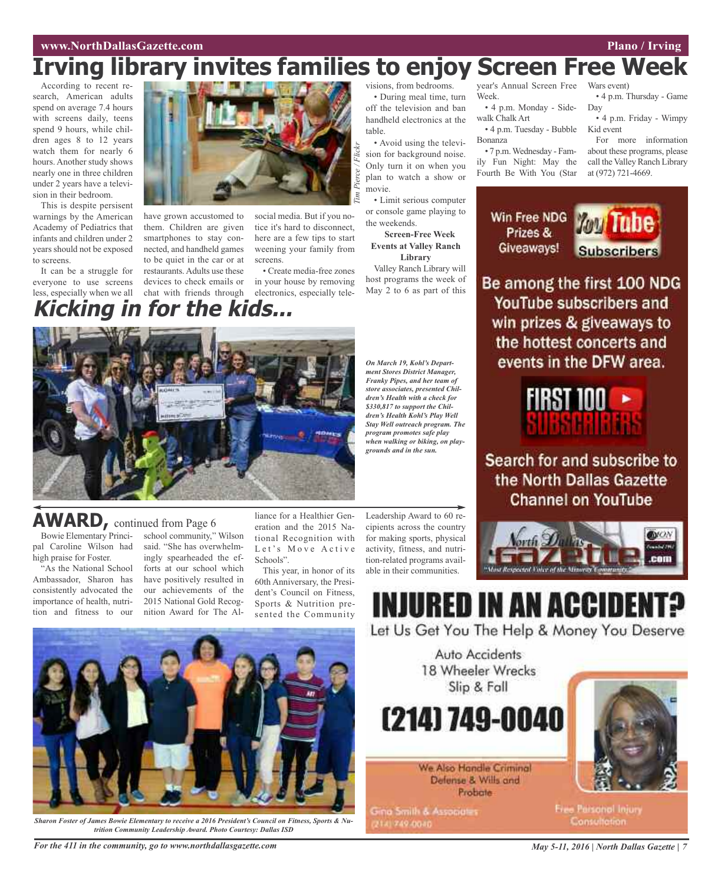# Irving library invites families to enjoy Screen Free Week

According to recent research, American adults spend on average 7.4 hours with screens daily, teens spend 9 hours, while children ages 8 to 12 years watch them for nearly 6 hours. Another study shows nearly one in three children under 2 years have a television in their bedroom.

This is despite persistent warnings by the American Academy of Pediatrics that infants and children under 2 years should not be exposed to screens.

It can be a struggle for everyone to use screens less, especially when we all have grown accustomed to them. Children are given smartphones to stay connected, and handheld games to be quiet in the car or at restaurants. Adults use these devices to check emails or chat with friends through social media. But if you notice it's hard to disconnect, here are a few tips to start weening your family from screens.

• Create media-free zones in your house by removing electronics, especially televisions, from bedrooms.

• During meal time, turn off the television and ban handheld electronics at the table.

• Avoid using the television for background noise. Only turn it on when you plan to watch a show or movie.

• Limit serious computer or console game playing to the weekends.

**Screen-Free Week Events at Valley Ranch Library**

Valley Ranch Library will host programs the week of May 2 to 6 as part of this year's Annual Screen Free Week.

• 4 p.m. Monday - Sidewalk Chalk Art

• 4 p.m. Tuesday - Bubble Bonanza

• 7 p.m. Wednesday - Family Fun Night: May the Fourth Be With You (Star Wars event)

• 4 p.m. Thursday - Game Day

• 4 p.m. Friday - Wimpy Kid event

For more information about these programs, please call the Valley Ranch Library at (972) 721-4669.

Tim Pierce / Flickr

# Kicking in for the kids...

*On March 19, Kohl's Department Stores District Manager, Franky Pipes, and her team of store associates, presented Children's Health with a check for $330,817 to support the Children's Health Kohl's Play Well Stay Well outreach program. The program promotes safe play when walking or biking, on playgrounds and in the sun.*

Win Free NDG Prizes & Giveaways! YouTube Subscribers

Be among the first 100 NDG YouTube subscribers and win prizes & giveaways to the hottest concerts and events in the DFW area.

FIRST 100 SUBSCRIBERS

Search for and subscribe to the North Dallas Gazette Channel on YouTube

## AWARD, continued from Page 6

Bowie Elementary Principal Caroline Wilson had high praise for Foster.

"As the National School Ambassador, Sharon has consistently advocated the importance of health, nutrition and fitness to our school community," Wilson said. "She has overwhelmingly spearheaded the efforts at our school which have positively resulted in our achievements of the 2015 National Gold Recognition Award for The Alliance for a Healthier Generation and the 2015 National Recognition with Let's Move Active Schools".

This year, in honor of its 60th Anniversary, the President's Council on Fitness, Sports & Nutrition presented the Community Leadership Award to 60 recipients across the country for making sports, physical activity, fitness, and nutrition-related programs available in their communities.

*Sharon Foster of James Bowie Elementary to receive a 2016 President's Council on Fitness, Sports & Nutrition Community Leadership Award. Photo Courtesy: Dallas ISD*

# INJURED IN AN ACCIDENT?

Let Us Get You The Help & Money You Deserve

Auto Accidents
18 Wheeler Wrecks
Slip & Fall

**(214) 749-0040**

We Also Handle Criminal Defense & Wills and Probate

Gina Smith & Associates
(214) 749-0040

Free Personal Injury Consultation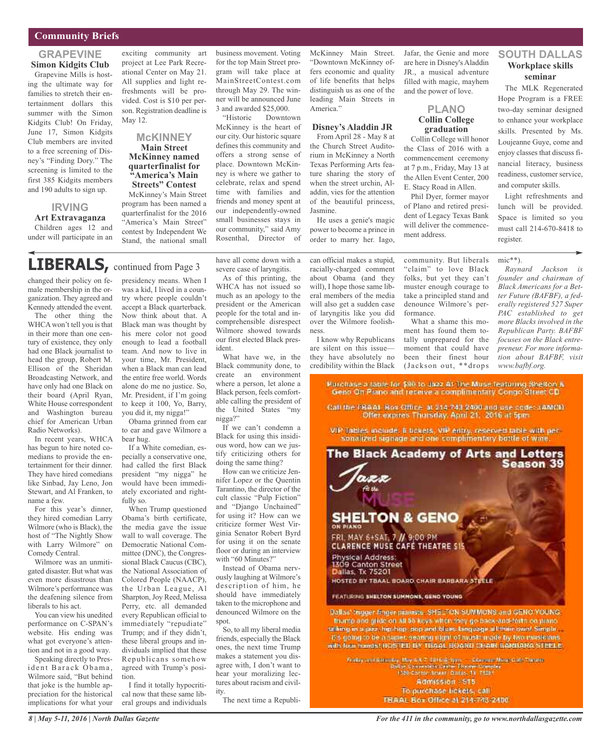## Community Briefs

### GRAPEVINE

**Simon Kidgits Club**

Grapevine Mills is hosting the ultimate way for families to stretch their entertainment dollars this summer with the Simon Kidgits Club! On Friday, June 17, Simon Kidgits Club members are invited to a free screening of Disney's "Finding Dory." The screening is limited to the first 385 Kidgits members and 190 adults to sign up.

### IRVING

**Art Extravaganza**

Children ages 12 and under will participate in an exciting community art project at Lee Park Recreational Center on May 21. All supplies and light refreshments will be provided. Cost is $10 per person. Registration deadline is May 12.

### McKINNEY

**Main Street McKinney named quarterfinalist for "America's Main Streets" Contest**

McKinney's Main Street program has been named a quarterfinalist for the 2016 "America's Main Street" contest by Independent We Stand, the national small business movement. Voting for the top Main Street program will take place at MainStreetContest.com through May 29. The winner will be announced June 3 and awarded $25,000.

"Historic Downtown McKinney is the heart of our city. Our historic square defines this community and offers a strong sense of place. Downtown McKinney is where we gather to celebrate, relax and spend time with families and friends and money spent at our independently-owned small businesses stays in our community," said Amy Rosenthal, Director of McKinney Main Street. "Downtown McKinney offers economic and quality of life benefits that helps distinguish us as one of the leading Main Streets in America."

**Disney's Aladdin JR**

From April 28 - May 8 at the Church Street Auditorium in McKinney a North Texas Performing Arts feature sharing the story of when the street urchin, Aladdin, vies for the attention of the beautiful princess, Jasmine.

He uses a genie's magic power to become a prince in order to marry her. Iago, Jafar, the Genie and more are here in Disney's Aladdin JR., a musical adventure filled with magic, mayhem and the power of love.

### PLANO

**Collin College graduation**

Collin College will honor the Class of 2016 with a commencement ceremony at 7 p.m., Friday, May 13 at the Allen Event Center, 200 E. Stacy Road in Allen.

Phil Dyer, former mayor of Plano and retired president of Legacy Texas Bank will deliver the commencement address.

### SOUTH DALLAS

**Workplace skills seminar**

The MLK Regenerated Hope Program is a FREE two-day seminar designed to enhance your workplace skills. Presented by Ms. Loujeanne Guye, come and enjoy classes that discuss financial literacy, business readiness, customer service, and computer skills.

Light refreshments and lunch will be provided. Space is limited so you must call 214-670-8418 to register.

---

# LIBERALS, continued from Page 3

changed their policy on female membership in the organization. They agreed and Kennedy attended the event.

The other thing the WHCA won't tell you is that in their more than one century of existence, they only had one Black journalist to head the group, Robert M. Ellison of the Sheridan Broadcasting Network, and have only had one Black on their board (April Ryan, White House correspondent and Washington bureau chief for American Urban Radio Networks).

In recent years, WHCA has begun to hire noted comedians to provide the entertainment for their dinner. They have hired comedians like Sinbad, Jay Leno, Jon Stewart, and Al Franken, to name a few.

For this year's dinner, they hired comedian Larry Wilmore (who is Black), the host of "The Nightly Show with Larry Wilmore" on Comedy Central.

Wilmore was an unmitigated disaster. But what was even more disastrous than Wilmore's performance was the deafening silence from liberals to his act.

You can view his unedited performance on C-SPAN's website. His ending was what got everyone's attention and not in a good way.

Speaking directly to President Barack Obama, Wilmore said, "But behind that joke is the humble appreciation for the historical implications for what your presidency means. When I was a kid, I lived in a country where people couldn't accept a Black quarterback. Now think about that. A Black man was thought by his mere color not good enough to lead a football team. And now to live in your time, Mr. President, when a Black man can lead the entire free world. Words alone do me no justice. So, Mr. President, if I'm going to keep it 100, Yo, Barry, you did it, my nigga!"

Obama grinned from ear to ear and gave Wilmore a bear hug.

If a White comedian, especially a conservative one, had called the first Black president "my nigga" he would have been immediately excoriated and rightfully so.

When Trump questioned Obama's birth certificate, the media gave the issue wall to wall coverage. The Democratic National Committee (DNC), the Congressional Black Caucus (CBC), the National Association of Colored People (NAACP), the Urban League, Al Sharpton, Joy Reed, Melissa Perry, etc. all demanded every Republican official to immediately "repudiate" Trump; and if they didn't, these liberal groups and individuals implied that these Republicans somehow agreed with Trump's position.

I find it totally hypocritical now that these same liberal groups and individuals have all come down with a severe case of laryngitis.

As of this printing, the WHCA has not issued so much as an apology to the president or the American people for the total and incomprehensible disrespect Wilmore showed towards our first elected Black president.

What have we, in the Black community done, to create an environment where a person, let alone a Black person, feels comfortable calling the president of the United States "my nigga?"

If we can't condemn a Black for using this insidious word, how can we justify criticizing others for doing the same thing?

How can we criticize Jennifer Lopez or the Quentin Tarantino, the director of the cult classic "Pulp Fiction" and "Django Unchained" for using it? How can we criticize former West Virginia Senator Robert Byrd for using it on the senate floor or during an interview with "60 Minutes?"

Instead of Obama nervously laughing at Wilmore's description of him, he should have immediately taken to the microphone and denounced Wilmore on the spot.

So, to all my liberal media friends, especially the Black ones, the next time Trump makes a statement you disagree with, I don't want to hear your moralizing lectures about racism and civility.

The next time a Republican official makes a stupid, racially-charged comment about Obama (and they will), I hope those same liberal members of the media will also get a sudden case of laryngitis like you did over the Wilmore foolishness.

I know why Republicans are silent on this issue—they have absolutely no credibility within the Black community. But liberals "claim" to love Black folks, but yet they can't muster enough courage to take a principled stand and denounce Wilmore's performance.

What a shame this moment has found them totally unprepared for the moment that could have been their finest hour (Jackson out, **drops mic**).

*Raynard Jackson is founder and chairman of Black Americans for a Better Future (BAFBF), a federally registered 527 Super PAC established to get more Blacks involved in the Republican Party. BAFBF focuses on the Black entrepreneur. For more information about BAFBF, visit www.bafbf.org.*

---

Purchase a table for $90 to Jazz At The Muse featuring Shelton & Geno On Piano and receive a complimentary Congo Street CD

Call the TBAAL Box Office at 214-743-2400 and use code: (AMCD) Offer expires Thursday, April 21, 2016 at 5pm

VIP Tables include: 6 tickets, VIP entry, reserved table with personalized signage and one complimentary bottle of wine.

**The Black Academy of Arts and Letters Season 39**

Jazz At the MUSE

**SHELTON & GENO ON PIANO**

FRI, MAY 6+SAT, 7 // 9:00 PM
CLARENCE MUSE CAFÉ THEATRE $15

Physical Address:
1309 Canton Street
Dallas, Tx 75201

HOSTED BY TBAAL BOARD CHAIR BARBARA STEELE

FEATURING SHELTON SUMMONS, GENO YOUNG

Dallas' trigger-finger pianists - SHELTON SUMMONS and GENO YOUNG thump and glide on all 88 keys when they go back-and-forth on piano talking in a jazz, hip-hop, pop and blues language all their own! Simply... it's going to be a super, searing night of music made by two musicians with four hands! HOSTED BY TBAAL BOARD CHAIR BARBARA STEELE

Friday and Saturday, May 6 & 7, 2016 at 9pm — Clarence Muse Café Theatre
Dallas Convention Center Theater Complex
1309 Canton Street | Dallas, TX 75201

Admission - $15
To purchase tickets, call
TBAAL Box Office at 214-743-2400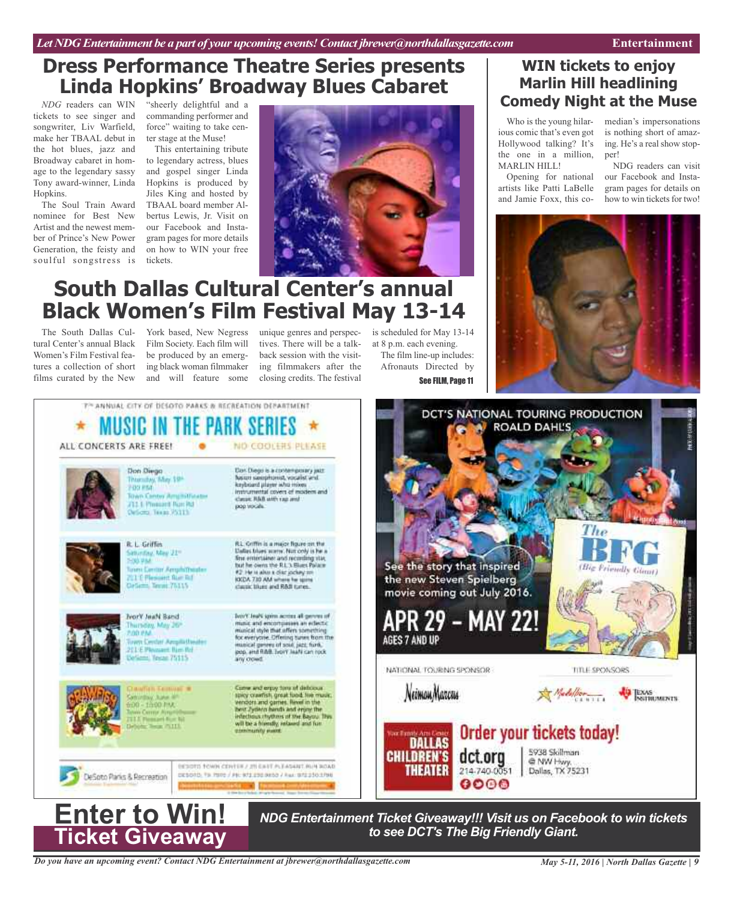# Dress Performance Theatre Series presents Linda Hopkins' Broadway Blues Cabaret

*NDG* readers can WIN tickets to see singer and songwriter, Liv Warfield, make her TBAAL debut in the hot blues, jazz and Broadway cabaret in homage to the legendary sassy Tony award-winner, Linda Hopkins.

The Soul Train Award nominee for Best New Artist and the newest member of Prince's New Power Generation, the feisty and soulful songstress is "sheerly delightful and a commanding performer and force" waiting to take center stage at the Muse!

This entertaining tribute to legendary actress, blues and gospel singer Linda Hopkins is produced by Jiles King and hosted by TBAAL board member Albertus Lewis, Jr. Visit on our Facebook and Instagram pages for more details on how to WIN your free tickets.

# WIN tickets to enjoy Marlin Hill headlining Comedy Night at the Muse

Who is the young hilarious comic that's even got Hollywood talking? It's the one in a million, MARLIN HILL!

Opening for national artists like Patti LaBelle and Jamie Foxx, this comedian's impersonations is nothing short of amazing. He's a real show stopper!

NDG readers can visit our Facebook and Instagram pages for details on how to win tickets for two!

# South Dallas Cultural Center's annual Black Women's Film Festival May 13-14

The South Dallas Cultural Center's annual Black Women's Film Festival features a collection of short films curated by the New York based, New Negress Film Society. Each film will be produced by an emerging black woman filmmaker and will feature some unique genres and perspectives. There will be a talk-back session with the visiting filmmakers after the closing credits. The festival is scheduled for May 13-14 at 8 p.m. each evening.

The film line-up includes: Afronauts Directed by

See FILM, Page 11

7th ANNUAL CITY OF DESOTO PARKS & RECREATION DEPARTMENT

## ★ MUSIC IN THE PARK SERIES ★

ALL CONCERTS ARE FREE! • NO COOLERS PLEASE

**Don Diego**
Thursday, May 19th
7:00 PM
Town Center Amphitheater
211 E Pleasant Run Rd
DeSoto, Texas 75115

Don Diego is a contemporary jazz fusion saxophonist, vocalist and keyboard player who mixes instrumental covers of modern and classic R&B with rap and pop vocals.

**R. L. Griffin**
Saturday, May 21st
7:00 PM
Town Center Amphitheater
211 E Pleasant Run Rd
DeSoto, Texas 75115

R.L. Griffin is a major figure on the Dallas blues scene. Not only is he a fine entertainer and recording star, but he owns the R.L.'s Blues Palace #2. He is also a disc jockey on KKDA 730 AM where he spins classic blues and R&B tunes.

**IvorY JeaN Band**
Thursday, May 26th
7:00 PM
Town Center Amphitheater
211 E Pleasant Run Rd
DeSoto, Texas 75115

IvorY JeaN spins across all genres of music and encompasses an eclectic musical style that offers something for everyone. Offering tunes from the musical genres of soul, jazz, funk, pop, and R&B. IvorY JeaN can rock any crowd.

**Crawfish Festival**
Saturday, June 4th
6:00 - 10:00 PM
Town Center Amphitheater
211 E Pleasant Run Rd
DeSoto, Texas 75115

Come and enjoy tons of delicious spicy crawfish, great food, live music, vendors and games. Revel in the best Zydeco bands and enjoy the infectious rhythms of the Bayou. This will be a friendly, relaxed and fun community event.

DeSoto Parks & Recreation
DESOTO TOWN CENTER / 211 EAST PLEASANT RUN ROAD
DESOTO, TX 75115 / PH: 972.230.9650 / Fax: 972.230.9796

DCT'S NATIONAL TOURING PRODUCTION
ROALD DAHL'S

## The BFG (Big Friendly Giant)

See the story that inspired the new Steven Spielberg movie coming out July 2016.

**APR 29 – MAY 22!**
AGES 7 AND UP

NATIONAL TOURING SPONSOR: Neiman Marcus
TITLE SPONSORS: Medallion Center, Texas Instruments

**Order your tickets today!**

Your Family Arts Center
DALLAS CHILDREN'S THEATER
dct.org
214-740-0051
5938 Skillman @ NW Hwy. Dallas, TX 75231

# Enter to Win! Ticket Giveaway

***NDG Entertainment Ticket Giveaway!!! Visit us on Facebook to win tickets to see DCT's The Big Friendly Giant.***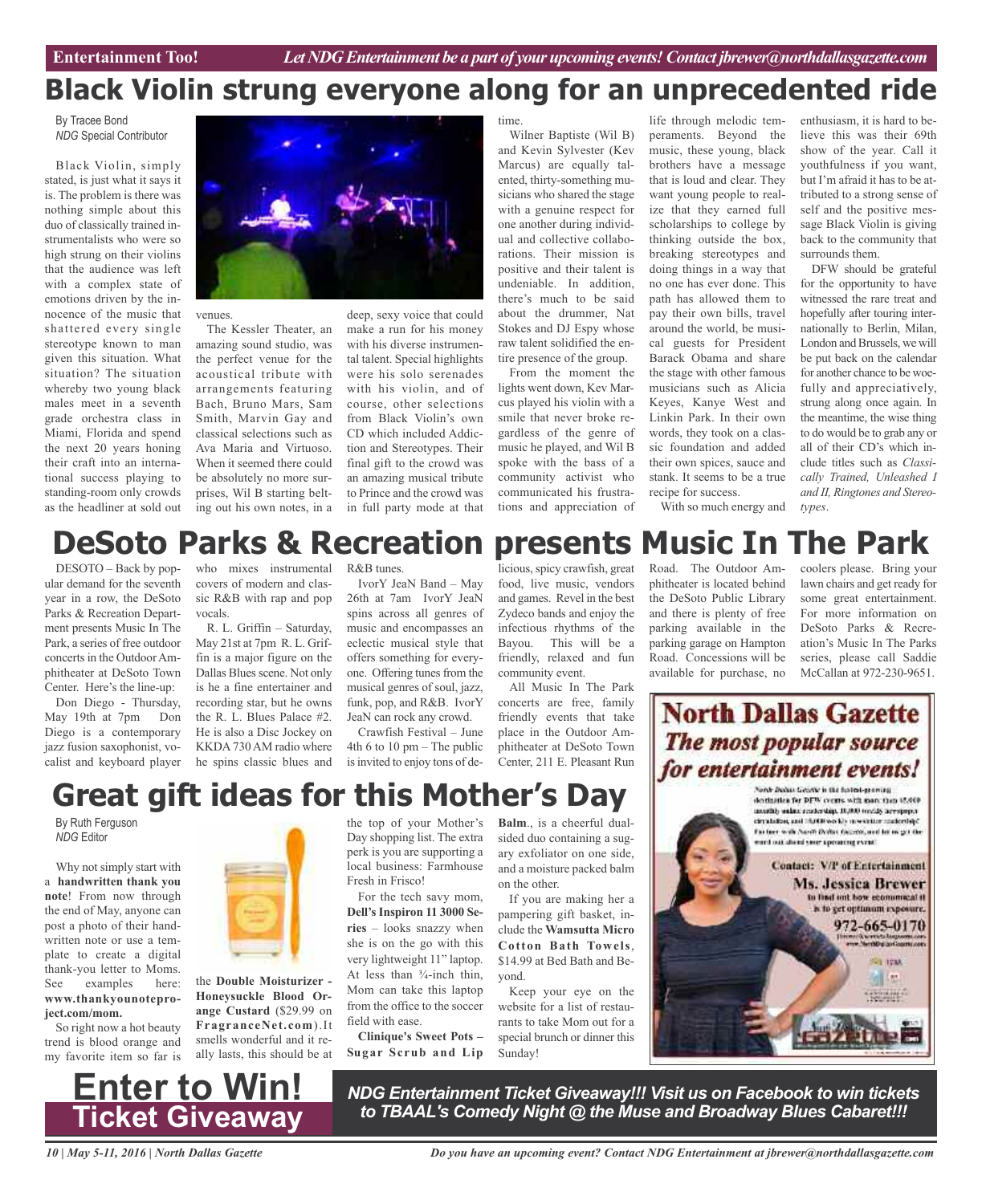# Black Violin strung everyone along for an unprecedented ride

By Tracee Bond
*NDG* Special Contributor

Black Violin, simply stated, is just what it says it is. The problem is there was nothing simple about this duo of classically trained instrumentalists who were so high strung on their violins that the audience was left with a complex state of emotions driven by the innocence of the music that shattered every single stereotype known to man given this situation. What situation? The situation whereby two young black males meet in a seventh grade orchestra class in Miami, Florida and spend the next 20 years honing their craft into an international success playing to standing-room only crowds as the headliner at sold out venues.

The Kessler Theater, an amazing sound studio, was the perfect venue for the acoustical tribute with arrangements featuring Bach, Bruno Mars, Sam Smith, Marvin Gay and classical selections such as Ava Maria and Virtuoso. When it seemed there could be absolutely no more surprises, Wil B starting belting out his own notes, in a deep, sexy voice that could make a run for his money with his diverse instrumental talent. Special highlights were his solo serenades with his violin, and of course, other selections from Black Violin's own CD which included Addiction and Stereotypes. Their final gift to the crowd was an amazing musical tribute to Prince and the crowd was in full party mode at that time.

Wilner Baptiste (Wil B) and Kevin Sylvester (Kev Marcus) are equally talented, thirty-something musicians who shared the stage with a genuine respect for one another during individual and collective collaborations. Their mission is positive and their talent is undeniable. In addition, there's much to be said about the drummer, Nat Stokes and DJ Espy whose raw talent solidified the entire presence of the group.

From the moment the lights went down, Kev Marcus played his violin with a smile that never broke regardless of the genre of music he played, and Wil B spoke with the bass of a community activist who communicated his frustrations and appreciation of life through melodic temperaments. Beyond the music, these young, black brothers have a message that is loud and clear. They want young people to realize that they earned full scholarships to college by thinking outside the box, breaking stereotypes and doing things in a way that no one has ever done. This path has allowed them to pay their own bills, travel around the world, be musical guests for President Barack Obama and share the stage with other famous musicians such as Alicia Keyes, Kanye West and Linkin Park. In their own words, they took on a classic foundation and added their own spices, sauce and stank. It seems to be a true recipe for success.

With so much energy and enthusiasm, it is hard to believe this was their 69th show of the year. Call it youthfulness if you want, but I'm afraid it has to be attributed to a strong sense of self and the positive message Black Violin is giving back to the community that surrounds them.

DFW should be grateful for the opportunity to have witnessed the rare treat and hopefully after touring internationally to Berlin, Milan, London and Brussels, we will be put back on the calendar for another chance to be woefully and appreciatively, strung along once again. In the meantime, the wise thing to do would be to grab any or all of their CD's which include titles such as *Classically Trained, Unleashed I and II, Ringtones and Stereotypes*.

# DeSoto Parks & Recreation presents Music In The Park

DESOTO – Back by popular demand for the seventh year in a row, the DeSoto Parks & Recreation Department presents Music In The Park, a series of free outdoor concerts in the Outdoor Amphitheater at DeSoto Town Center. Here's the line-up:

Don Diego - Thursday, May 19th at 7pm Don Diego is a contemporary jazz fusion saxophonist, vocalist and keyboard player who mixes instrumental covers of modern and classic R&B with rap and pop vocals.

R. L. Griffin – Saturday, May 21st at 7pm R. L. Griffin is a major figure on the Dallas Blues scene. Not only is he a fine entertainer and recording star, but he owns the R. L. Blues Palace #2. He is also a Disc Jockey on KKDA 730 AM radio where he spins classic blues and R&B tunes.

IvorY JeaN Band – May 26th at 7am IvorY JeaN spins across all genres of music and encompasses an eclectic musical style that offers something for everyone. Offering tunes from the musical genres of soul, jazz, funk, pop, and R&B. IvorY JeaN can rock any crowd.

Crawfish Festival – June 4th 6 to 10 pm – The public is invited to enjoy tons of delicious, spicy crawfish, great food, live music, vendors and games. Revel in the best Zydeco bands and enjoy the infectious rhythms of the Bayou. This will be a friendly, relaxed and fun community event.

All Music In The Park concerts are free, family friendly events that take place in the Outdoor Amphitheater at DeSoto Town Center, 211 E. Pleasant Run Road. The Outdoor Amphitheater is located behind the DeSoto Public Library and there is plenty of free parking available in the parking garage on Hampton Road. Concessions will be available for purchase, no coolers please. Bring your lawn chairs and get ready for some great entertainment. For more information on DeSoto Parks & Recreation's Music In The Parks series, please call Saddie McCallan at 972-230-9651.

# Great gift ideas for this Mother's Day

By Ruth Ferguson
*NDG* Editor

Why not simply start with a **handwritten thank you note**! From now through the end of May, anyone can post a photo of their handwritten note or use a template to create a digital thank-you letter to Moms. See examples here: **www.thankyounoteproject.com/mom.**

So right now a hot beauty trend is blood orange and my favorite item so far is the **Double Moisturizer - Honeysuckle Blood Orange Custard** ($29.99 on **FragranceNet.com**).It smells wonderful and it really lasts, this should be at the top of your Mother's Day shopping list. The extra perk is you are supporting a local business: Farmhouse Fresh in Frisco!

For the tech savy mom, **Dell's Inspiron 11 3000 Series** – looks snazzy when she is on the go with this very lightweight 11" laptop. At less than ¾-inch thin, Mom can take this laptop from the office to the soccer field with ease.

**Clinique's Sweet Pots – Sugar Scrub and Lip Balm**., is a cheerful dual-sided duo containing a sugary exfoliator on one side, and a moisture packed balm on the other.

If you are making her a pampering gift basket, include the **Wamsutta Micro Cotton Bath Towels**, $14.99 at Bed Bath and Beyond.

Keep your eye on the website for a list of restaurants to take Mom out for a special brunch or dinner this Sunday!

**North Dallas Gazette**
***The most popular source for entertainment events!***

North Dallas Gazette is the fastest-growing destination for DFW events with more than 15,000 monthly online readership, 10,000 weekly newspaper circulation, and 10,000 weekly newsletter readership! Partner with North Dallas Gazette, and let us get the word out about your upcoming event!

Contact: VP of Entertainment
**Ms. Jessica Brewer**
to find out how economical it is to get optimum exposure.
**972-665-0170**

# Enter to Win! Ticket Giveaway

***NDG Entertainment Ticket Giveaway!!! Visit us on Facebook to win tickets to TBAAL's Comedy Night @ the Muse and Broadway Blues Cabaret!!!***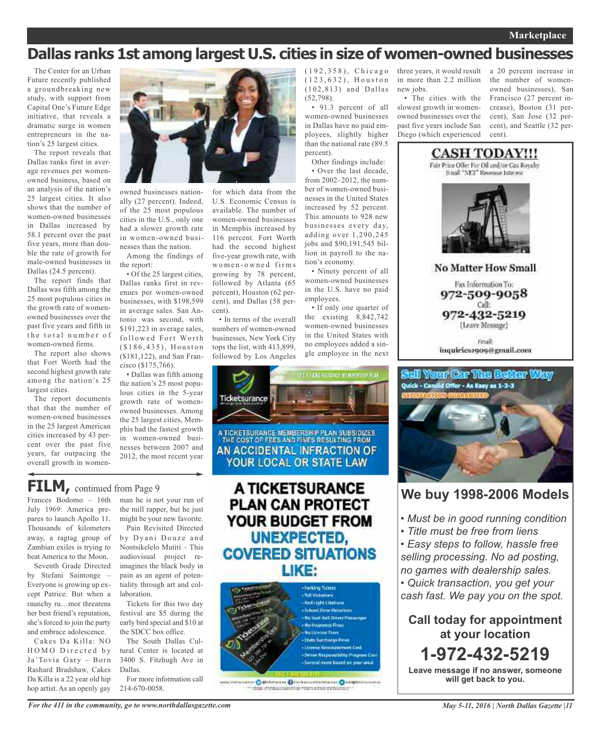# Dallas ranks 1st among largest U.S. cities in size of women-owned businesses

The Center for an Urban Future recently published a groundbreaking new study, with support from Capital One's Future Edge initiative, that reveals a dramatic surge in women entrepreneurs in the nation's 25 largest cities.

The report reveals that Dallas ranks first in average revenues per women-owned business, based on an analysis of the nation's 25 largest cities. It also shows that the number of women-owned businesses in Dallas increased by 58.1 percent over the past five years, more than double the rate of growth for male-owned businesses in Dallas (24.5 percent).

The report finds that Dallas was fifth among the 25 most populous cities in the growth rate of women-owned businesses over the past five years and fifth in the total number of women-owned firms.

The report also shows that Fort Worth had the second highest growth rate among the nation's 25 largest cities.

The report documents that that the number of women-owned businesses in the 25 largest American cities increased by 43 percent over the past five years, far outpacing the overall growth in women-owned businesses nationally (27 percent). Indeed, of the 25 most populous cities in the U.S., only one had a slower growth rate in women-owned businesses than the nation.

Among the findings of the report:

• Of the 25 largest cities, Dallas ranks first in revenues per women-owned businesses, with $198,599 in average sales. San Antonio was second, with $191,223 in average sales, followed Fort Worth ($186,435), Houston ($181,122), and San Francisco ($175,766).

• Dallas was fifth among the nation's 25 most populous cities in the 5-year growth rate of women-owned businesses. Among the 25 largest cities, Memphis had the fastest growth in women-owned businesses between 2007 and 2012, the most recent year for which data from the U.S. Economic Census is available. The number of women-owned businesses in Memphis increased by 116 percent. Fort Worth had the second highest five-year growth rate, with women-owned firms growing by 78 percent, followed by Atlanta (65 percent), Houston (62 percent), and Dallas (58 percent).

• In terms of the overall numbers of women-owned businesses, New York City tops the list, with 413,899, followed by Los Angeles (192,358), Chicago (123,632), Houston (102,813) and Dallas (52,798).

• 91.3 percent of all women-owned businesses in Dallas have no paid employees, slightly higher than the national rate (89.5 percent).

Other findings include:

• Over the last decade, from 2002–2012, the number of women-owned businesses in the United States increased by 52 percent. This amounts to 928 new businesses every day, adding over 1,290,245 jobs and $90,191,545 billion in payroll to the nation's economy.

• Ninety percent of all women-owned businesses in the U.S. have no paid employees.

• If only one quarter of the existing 8,842,742 women-owned businesses in the United States with no employees added a single employee in the next three years, it would result in more than 2.2 million new jobs.

• The cities with the slowest growth in women-owned businesses over the past five years include San Diego (which experienced a 20 percent increase in the number of women-owned businesses), San Francisco (27 percent increase), Boston (31 percent), San Jose (32 percent), and Seattle (32 percent).

## FILM, continued from Page 9

Frances Bodomo – 16th July 1969: America prepares to launch Apollo 11. Thousands of kilometers away, a ragtag group of Zambian exiles is trying to beat America to the Moon.

Seventh Grade Directed by Stefani Saintonge – Everyone is growing up except Patrice. But when a raunchy ru…mor threatens her best friend's reputation, she's forced to join the party and embrace adolescence.

Cakes Da Killa: NO HOMO Directed by Ja'Tovia Gary – Born Rashard Bradshaw, Cakes Da Killa is a 22 year old hip hop artist. As an openly gay man he is not your run of the mill rapper, but he just might be your new favorite.

Pain Revisited Directed by Dyani Douze and Nontsikelelo Mutiti – This audiovisual project reimagines the black body in pain as an agent of potentiality through art and collaboration.

Tickets for this two day festival are $5 during the early bird special and $10 at the SDCC box office.

The South Dallas Cultural Center is located at 3400 S. Fitzhugh Ave in Dallas.

For more information call 214-670-0058.

---

**CASH TODAY!!!**

Fair Price Offer For Oil and/or Gas Royalty Small "NET" Revenue Interest

**No Matter How Small**

Fax Information To: **972-509-9058**

Call: **972-432-5219** (Leave Message)

Email: inquiries1909@gmail.com

---

A TICKETSURANCE MEMBERSHIP PLAN SUBSIDIZES THE COST OF FEES AND FINES RESULTING FROM AN ACCIDENTAL INFRACTION OF YOUR LOCAL OR STATE LAW

**A TICKETSURANCE PLAN CAN PROTECT YOUR BUDGET FROM UNEXPECTED, COVERED SITUATIONS LIKE:**

- Parking Tickets
- Toll Violations
- Red Light Citations
- School Zone Violations
- No Seat Belt Driver/Passenger
- No Insurance Fines
- No License Fines
- State Surcharge Fines
- License Reinstatement Cost
- Driver Responsibility Program Cost
- Several more based on your area

---

**Sell Your Car The Better Way**

Quick - Candid Offer - As Easy as 1-2-3

SATISFACTION GUARANTEED

## We buy 1998-2006 Models

- *Must be in good running condition*
- *Title must be free from liens*
- *Easy steps to follow, hassle free selling processing. No ad posting, no games with dealership sales.*
- *Quick transaction, you get your cash fast. We pay you on the spot.*

**Call today for appointment at your location**

**1-972-432-5219**

**Leave message if no answer, someone will get back to you.**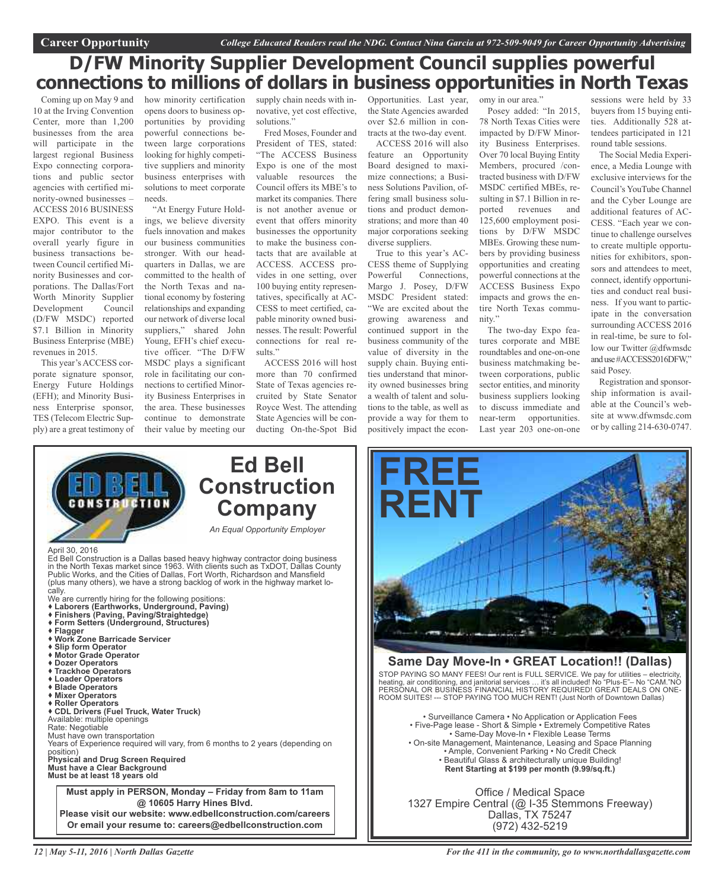# D/FW Minority Supplier Development Council supplies powerful connections to millions of dollars in business opportunities in North Texas

Coming up on May 9 and 10 at the Irving Convention Center, more than 1,200 businesses from the area will participate in the largest regional Business Expo connecting corporations and public sector agencies with certified minority-owned businesses – ACCESS 2016 BUSINESS EXPO. This event is a major contributor to the overall yearly figure in business transactions between Council certified Minority Businesses and corporations. The Dallas/Fort Worth Minority Supplier Development Council (D/FW MSDC) reported $7.1 Billion in Minority Business Enterprise (MBE) revenues in 2015.

This year's ACCESS corporate signature sponsor, Energy Future Holdings (EFH); and Minority Business Enterprise sponsor, TES (Telecom Electric Supply) are a great testimony of how minority certification opens doors to business opportunities by providing powerful connections between large corporations looking for highly competitive suppliers and minority business enterprises with solutions to meet corporate needs.

"At Energy Future Holdings, we believe diversity fuels innovation and makes our business communities stronger. With our headquarters in Dallas, we are committed to the health of the North Texas and national economy by fostering relationships and expanding our network of diverse local suppliers," shared John Young, EFH's chief executive officer. "The D/FW MSDC plays a significant role in facilitating our connections to certified Minority Business Enterprises in the area. These businesses continue to demonstrate their value by meeting our supply chain needs with innovative, yet cost effective, solutions."

Fred Moses, Founder and President of TES, stated: "The ACCESS Business Expo is one of the most valuable resources the Council offers its MBE's to market its companies. There is not another avenue or event that offers minority businesses the opportunity to make the business contacts that are available at ACCESS. ACCESS provides in one setting, over 100 buying entity representatives, specifically at ACCESS to meet certified, capable minority owned businesses. The result: Powerful connections for real results."

ACCESS 2016 will host more than 70 confirmed State of Texas agencies recruited by State Senator Royce West. The attending State Agencies will be conducting On-the-Spot Bid Opportunities. Last year, the State Agencies awarded over $2.6 million in contracts at the two-day event.

ACCESS 2016 will also feature an Opportunity Board designed to maximize connections; a Business Solutions Pavilion, offering small business solutions and product demonstrations; and more than 40 major corporations seeking diverse suppliers.

True to this year's ACCESS theme of Supplying Powerful Connections, Margo J. Posey, D/FW MSDC President stated: "We are excited about the growing awareness and continued support in the business community of the value of diversity in the supply chain. Buying entities understand that minority owned businesses bring a wealth of talent and solutions to the table, as well as provide a way for them to positively impact the economy in our area."

Posey added: "In 2015, 78 North Texas Cities were impacted by D/FW Minority Business Enterprises. Over 70 local Buying Entity Members, procured /contracted business with D/FW MSDC certified MBEs, resulting in $7.1 Billion in reported revenues and 125,600 employment positions by D/FW MSDC MBEs. Growing these numbers by providing business opportunities and creating powerful connections at the ACCESS Business Expo impacts and grows the entire North Texas community."

The two-day Expo features corporate and MBE roundtables and one-on-one business matchmaking between corporations, public sector entities, and minority business suppliers looking to discuss immediate and near-term opportunities. Last year 203 one-on-one sessions were held by 33 buyers from 15 buying entities. Additionally 528 attendees participated in 121 round table sessions.

The Social Media Experience, a Media Lounge with exclusive interviews for the Council's YouTube Channel and the Cyber Lounge are additional features of ACCESS. "Each year we continue to challenge ourselves to create multiple opportunities for exhibitors, sponsors and attendees to meet, connect, identify opportunities and conduct real business. If you want to participate in the conversation surrounding ACCESS 2016 in real-time, be sure to follow our Twitter @dfwmsdc and use #ACCESS2016DFW," said Posey.

Registration and sponsorship information is available at the Council's website at www.dfwmsdc.com or by calling 214-630-0747.

---

## Ed Bell Construction Company

*An Equal Opportunity Employer*

April 30, 2016

Ed Bell Construction is a Dallas based heavy highway contractor doing business in the North Texas market since 1963. With clients such as TxDOT, Dallas County Public Works, and the Cities of Dallas, Fort Worth, Richardson and Mansfield (plus many others), we have a strong backlog of work in the highway market locally.

We are currently hiring for the following positions:

- **Laborers (Earthworks, Underground, Paving)**
- **Finishers (Paving, Paving/Straightedge)**
- **Form Setters (Underground, Structures)**
- **Flagger**
- **Work Zone Barricade Servicer**
- **Slip form Operator**
- **Motor Grade Operator**
- **Dozer Operators**
- **Trackhoe Operators**
- **Loader Operators**
- **Blade Operators**
- **Mixer Operators**
- **Roller Operators**
- **CDL Drivers (Fuel Truck, Water Truck)**

Available: multiple openings
Rate: Negotiable
Must have own transportation
Years of Experience required will vary, from 6 months to 2 years (depending on position)
**Physical and Drug Screen Required**
**Must have a Clear Background**
**Must be at least 18 years old**

**Must apply in PERSON, Monday – Friday from 8am to 11am @ 10605 Harry Hines Blvd.**
**Please visit our website: www.edbellconstruction.com/careers**
**Or email your resume to: careers@edbellconstruction.com**

---

## FREE RENT

### Same Day Move-In • GREAT Location!! (Dallas)

STOP PAYING SO MANY FEES! Our rent is FULL SERVICE. We pay for utilities – electricity, heating, air conditioning, and janitorial services … it's all included! No "Plus-E"– No "CAM."NO PERSONAL OR BUSINESS FINANCIAL HISTORY REQUIRED! GREAT DEALS ON ONE-ROOM SUITES! --- STOP PAYING TOO MUCH RENT! (Just North of Downtown Dallas)

• Surveillance Camera • No Application or Application Fees
• Five-Page lease - Short & Simple • Extremely Competitive Rates
• Same-Day Move-In • Flexible Lease Terms
• On-site Management, Maintenance, Leasing and Space Planning
• Ample, Convenient Parking • No Credit Check
• Beautiful Glass & architecturally unique Building!
**Rent Starting at $199 per month (9.99/sq.ft.)**

Office / Medical Space
1327 Empire Central (@ I-35 Stemmons Freeway)
Dallas, TX 75247
(972) 432-5219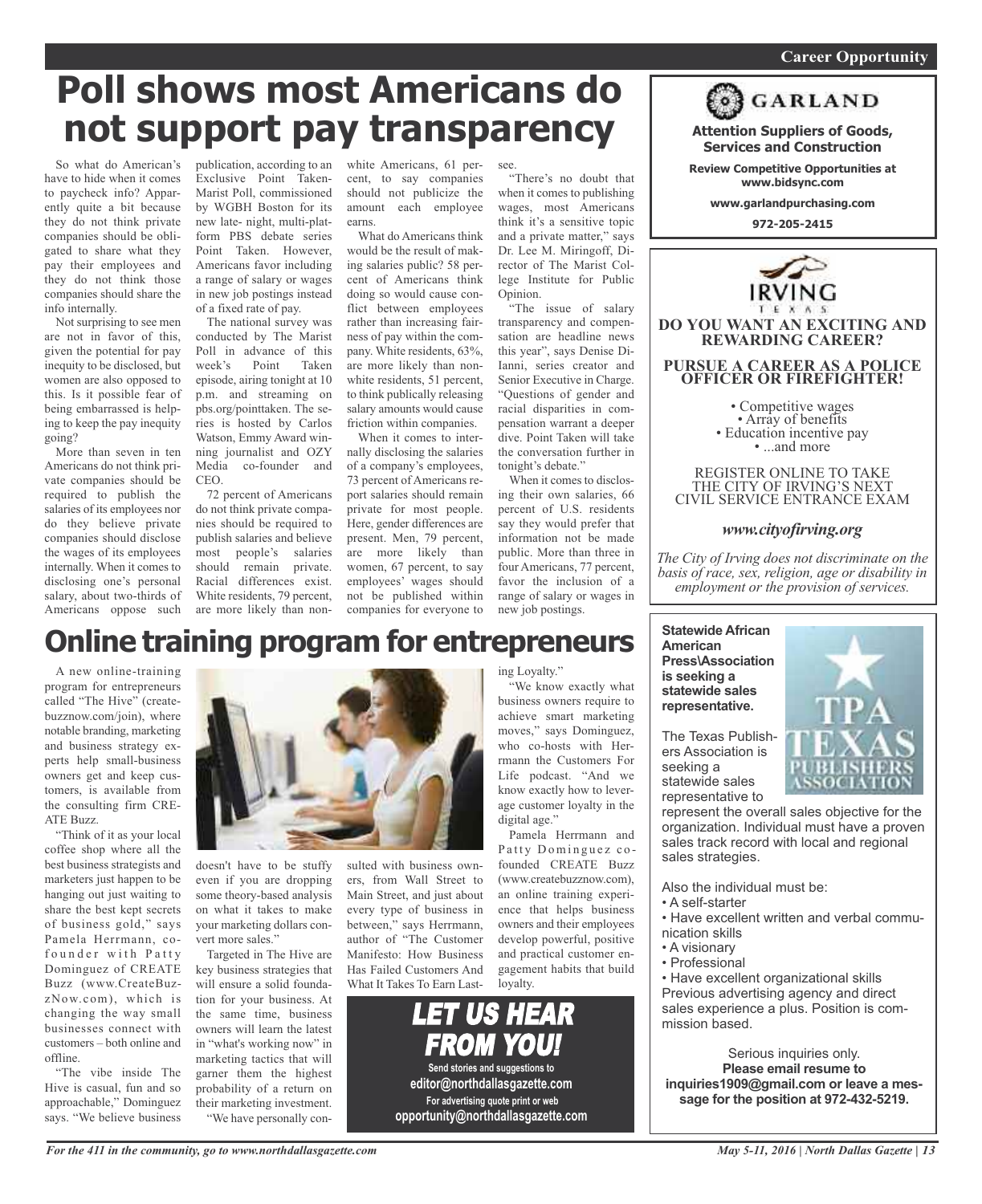# Poll shows most Americans do not support pay transparency

So what do American's have to hide when it comes to paycheck info? Apparently quite a bit because they do not think private companies should be obligated to share what they pay their employees and they do not think those companies should share the info internally.

Not surprising to see men are not in favor of this, given the potential for pay inequity to be disclosed, but women are also opposed to this. Is it possible fear of being embarrassed is helping to keep the pay inequity going?

More than seven in ten Americans do not think private companies should be required to publish the salaries of its employees nor do they believe private companies should disclose the wages of its employees internally. When it comes to disclosing one's personal salary, about two-thirds of Americans oppose such publication, according to an Exclusive Point Taken-Marist Poll, commissioned by WGBH Boston for its new late- night, multi-platform PBS debate series Point Taken. However, Americans favor including a range of salary or wages in new job postings instead of a fixed rate of pay.

The national survey was conducted by The Marist Poll in advance of this week's Point Taken episode, airing tonight at 10 p.m. and streaming on pbs.org/pointtaken. The series is hosted by Carlos Watson, Emmy Award winning journalist and OZY Media co-founder and CEO.

72 percent of Americans do not think private companies should be required to publish salaries and believe most people's salaries should remain private. Racial differences exist. White residents, 79 percent, are more likely than non-white Americans, 61 percent, to say companies should not publicize the amount each employee earns.

What do Americans think would be the result of making salaries public? 58 percent of Americans think doing so would cause conflict between employees rather than increasing fairness of pay within the company. White residents, 63%, are more likely than non-white residents, 51 percent, to think publically releasing salary amounts would cause friction within companies.

When it comes to internally disclosing the salaries of a company's employees, 73 percent of Americans report salaries should remain private for most people. Here, gender differences are present. Men, 79 percent, are more likely than women, 67 percent, to say employees' wages should not be published within companies for everyone to see.

"There's no doubt that when it comes to publishing wages, most Americans think it's a sensitive topic and a private matter," says Dr. Lee M. Miringoff, Director of The Marist College Institute for Public Opinion.

"The issue of salary transparency and compensation are headline news this year", says Denise DiIanni, series creator and Senior Executive in Charge. "Questions of gender and racial disparities in compensation warrant a deeper dive. Point Taken will take the conversation further in tonight's debate."

When it comes to disclosing their own salaries, 66 percent of U.S. residents say they would prefer that information not be made public. More than three in four Americans, 77 percent, favor the inclusion of a range of salary or wages in new job postings.

# Online training program for entrepreneurs

A new online-training program for entrepreneurs called "The Hive" (createbuzznow.com/join), where notable branding, marketing and business strategy experts help small-business owners get and keep customers, is available from the consulting firm CREATE Buzz.

"Think of it as your local coffee shop where all the best business strategists and marketers just happen to be hanging out just waiting to share the best kept secrets of business gold," says Pamela Herrmann, co-founder with Patty Dominguez of CREATE Buzz (www.CreateBuzzNow.com), which is changing the way small businesses connect with customers – both online and offline.

"The vibe inside The Hive is casual, fun and so approachable," Dominguez says. "We believe business doesn't have to be stuffy even if you are dropping some theory-based analysis on what it takes to make your marketing dollars convert more sales."

Targeted in The Hive are key business strategies that will ensure a solid foundation for your business. At the same time, business owners will learn the latest in "what's working now" in marketing tactics that will garner them the highest probability of a return on their marketing investment.

"We have personally consulted with business owners, from Wall Street to Main Street, and just about every type of business in between," says Herrmann, author of "The Customer Manifesto: How Business Has Failed Customers And What It Takes To Earn Lasting Loyalty."

"We know exactly what business owners require to achieve smart marketing moves," says Dominguez, who co-hosts with Herrmann the Customers For Life podcast. "And we know exactly how to leverage customer loyalty in the digital age."

Pamela Herrmann and Patty Dominguez co-founded CREATE Buzz (www.createbuzznow.com), an online training experience that helps business owners and their employees develop powerful, positive and practical customer engagement habits that build loyalty.

**LET US HEAR FROM YOU!**

Send stories and suggestions to
**editor@northdallasgazette.com**
For advertising quote print or web
**opportunity@northdallasgazette.com**

## Career Opportunity

**GARLAND**

**Attention Suppliers of Goods, Services and Construction**

**Review Competitive Opportunities at www.bidsync.com**

**www.garlandpurchasing.com**

**972-205-2415**

---

**IRVING**
TEXAS

**DO YOU WANT AN EXCITING AND REWARDING CAREER?**

**PURSUE A CAREER AS A POLICE OFFICER OR FIREFIGHTER!**

- Competitive wages
- Array of benefits
- Education incentive pay
- ...and more

REGISTER ONLINE TO TAKE THE CITY OF IRVING'S NEXT CIVIL SERVICE ENTRANCE EXAM

*www.cityofirving.org*

*The City of Irving does not discriminate on the basis of race, sex, religion, age or disability in employment or the provision of services.*

---

**Statewide African American Press\Association is seeking a statewide sales representative.**

TPA TEXAS PUBLISHERS ASSOCIATION

The Texas Publishers Association is seeking a statewide sales representative to represent the overall sales objective for the organization. Individual must have a proven sales track record with local and regional sales strategies.

Also the individual must be:

- A self-starter
- Have excellent written and verbal communication skills
- A visionary
- Professional
- Have excellent organizational skills

Previous advertising agency and direct sales experience a plus. Position is commission based.

Serious inquiries only.
**Please email resume to inquiries1909@gmail.com or leave a message for the position at 972-432-5219.**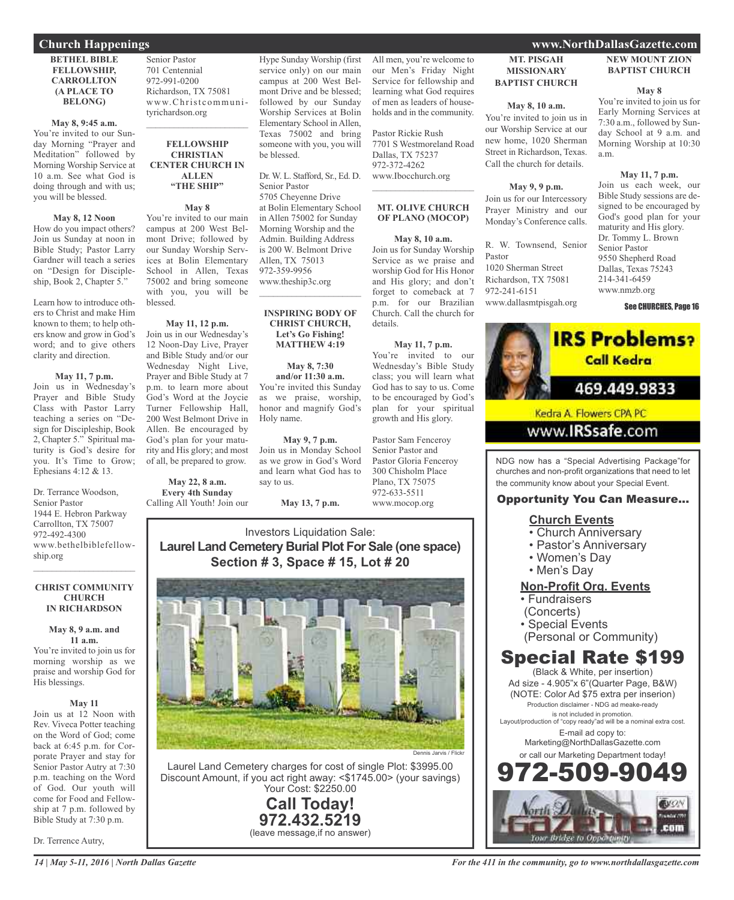## Church Happenings

### BETHEL BIBLE FELLOWSHIP, CARROLLTON (A PLACE TO BELONG)

**May 8, 9:45 a.m.**

You're invited to our Sunday Morning "Prayer and Meditation" followed by Morning Worship Service at 10 a.m. See what God is doing through and with us; you will be blessed.

**May 8, 12 Noon**

How do you impact others? Join us Sunday at noon in Bible Study; Pastor Larry Gardner will teach a series on "Design for Discipleship, Book 2, Chapter 5."

Learn how to introduce others to Christ and make Him known to them; to help others know and grow in God's word; and to give others clarity and direction.

**May 11, 7 p.m.**

Join us in Wednesday's Prayer and Bible Study Class with Pastor Larry teaching a series on "Design for Discipleship, Book 2, Chapter 5." Spiritual maturity is God's desire for you. It's Time to Grow; Ephesians 4:12 & 13.

Dr. Terrance Woodson, Senior Pastor
1944 E. Hebron Parkway
Carrollton, TX 75007
972-492-4300
www.bethelbiblefellowship.org

---

### CHRIST COMMUNITY CHURCH IN RICHARDSON

**May 8, 9 a.m. and 11 a.m.**

You're invited to join us for morning worship as we praise and worship God for His blessings.

**May 11**

Join us at 12 Noon with Rev. Viveca Potter teaching on the Word of God; come back at 6:45 p.m. for Corporate Prayer and stay for Senior Pastor Autry at 7:30 p.m. teaching on the Word of God. Our youth will come for Food and Fellowship at 7 p.m. followed by Bible Study at 7:30 p.m.

Dr. Terrence Autry, Senior Pastor
701 Centennial
972-991-0200
Richardson, TX 75081
www.Christcommunityrichardson.org

---

### FELLOWSHIP CHRISTIAN CENTER CHURCH IN ALLEN "THE SHIP"

**May 8**

You're invited to our main campus at 200 West Belmont Drive; followed by our Sunday Worship Services at Bolin Elementary School in Allen, Texas 75002 and bring someone with you, you will be blessed.

**May 11, 12 p.m.**

Join us in our Wednesday's 12 Noon-Day Live, Prayer and Bible Study and/or our Wednesday Night Live, Prayer and Bible Study at 7 p.m. to learn more about God's Word at the Joycie Turner Fellowship Hall, 200 West Belmont Drive in Allen. Be encouraged by God's plan for your maturity and His glory; and most of all, be prepared to grow.

**May 22, 8 a.m.**
**Every 4th Sunday**

Calling All Youth! Join our Hype Sunday Worship (first service only) on our main campus at 200 West Belmont Drive and be blessed; followed by our Sunday Worship Services at Bolin Elementary School in Allen, Texas 75002 and bring someone with you, you will be blessed.

Dr. W. L. Stafford, Sr., Ed. D.
Senior Pastor
5705 Cheyenne Drive
at Bolin Elementary School in Allen 75002 for Sunday Morning Worship and the Admin. Building Address is 200 W. Belmont Drive
Allen, TX 75013
972-359-9956
www.theship3c.org

---

### INSPIRING BODY OF CHRIST CHURCH, Let's Go Fishing! MATTHEW 4:19

**May 8, 7:30 and/or 11:30 a.m.**

You're invited this Sunday as we praise, worship, honor and magnify God's Holy name.

**May 9, 7 p.m.**

Join us in Monday School as we grow in God's Word and learn what God has to say to us.

**May 13, 7 p.m.**

All men, you're welcome to our Men's Friday Night Service for fellowship and learning what God requires of men as leaders of households and in the community.

Pastor Rickie Rush
7701 S Westmoreland Road
Dallas, TX 75237
972-372-4262
www.Ibocchurch.org

---

### MT. OLIVE CHURCH OF PLANO (MOCOP)

**May 8, 10 a.m.**

Join us for Sunday Worship Service as we praise and worship God for His Honor and His glory; and don't forget to comeback at 7 p.m. for our Brazilian Church. Call the church for details.

**May 11, 7 p.m.**

You're invited to our Wednesday's Bible Study class; you will learn what God has to say to us. Come to be encouraged by God's plan for your spiritual growth and His glory.

Pastor Sam Fenceroy
Senior Pastor and
Pastor Gloria Fenceroy
300 Chisholm Place
Plano, TX 75075
972-633-5511
www.mocop.org

---

### MT. PISGAH MISSIONARY BAPTIST CHURCH

**May 8, 10 a.m.**

You're invited to join us in our Worship Service at our new home, 1020 Sherman Street in Richardson, Texas. Call the church for details.

**May 9, 9 p.m.**

Join us for our Intercessory Prayer Ministry and our Monday's Conference calls.

R. W. Townsend, Senior Pastor
1020 Sherman Street
Richardson, TX 75081
972-241-6151
www.dallasmtpisgah.org

---

### NEW MOUNT ZION BAPTIST CHURCH

**May 8**

You're invited to join us for Early Morning Services at 7:30 a.m., followed by Sunday School at 9 a.m. and Morning Worship at 10:30 a.m.

**May 11, 7 p.m.**

Join us each week, our Bible Study sessions are designed to be encouraged by God's good plan for your maturity and His glory.

Dr. Tommy L. Brown
Senior Pastor
9550 Shepherd Road
Dallas, Texas 75243
214-341-6459
www.nmzb.org

See CHURCHES, Page 16

---

**IRS Problems? Call Kedra**
469.449.9833
Kedra A. Flowers CPA PC
www.IRSsafe.com

---

Investors Liquidation Sale:
**Laurel Land Cemetery Burial Plot For Sale (one space)**
**Section # 3, Space # 15, Lot # 20**

Dennis Jarvis / Flickr

Laurel Land Cemetery charges for cost of single Plot: $3995.00
Discount Amount, if you act right away: <$1745.00> (your savings)
Your Cost: $2250.00

**Call Today!**
**972.432.5219**
(leave message,if no answer)

---

NDG now has a "Special Advertising Package"for churches and non-profit organizations that need to let the community know about your Special Event.

**Opportunity You Can Measure...**

**Church Events**
- Church Anniversary
- Pastor's Anniversary
- Women's Day
- Men's Day

**Non-Profit Org. Events**
- Fundraisers (Concerts)
- Special Events (Personal or Community)

**Special Rate $199**
(Black & White, per insertion)
Ad size - 4.905"x 6"(Quarter Page, B&W)
(NOTE: Color Ad $75 extra per inserion)
Production disclaimer - NDG ad meake-ready is not included in promotion.
Layout/production of "copy ready"ad will be a nominal extra cost.
E-mail ad copy to:
Marketing@NorthDallasGazette.com
or call our Marketing Department today!

**972-509-9049**

North Dallas Gazette .com — Your Bridge to Opportunity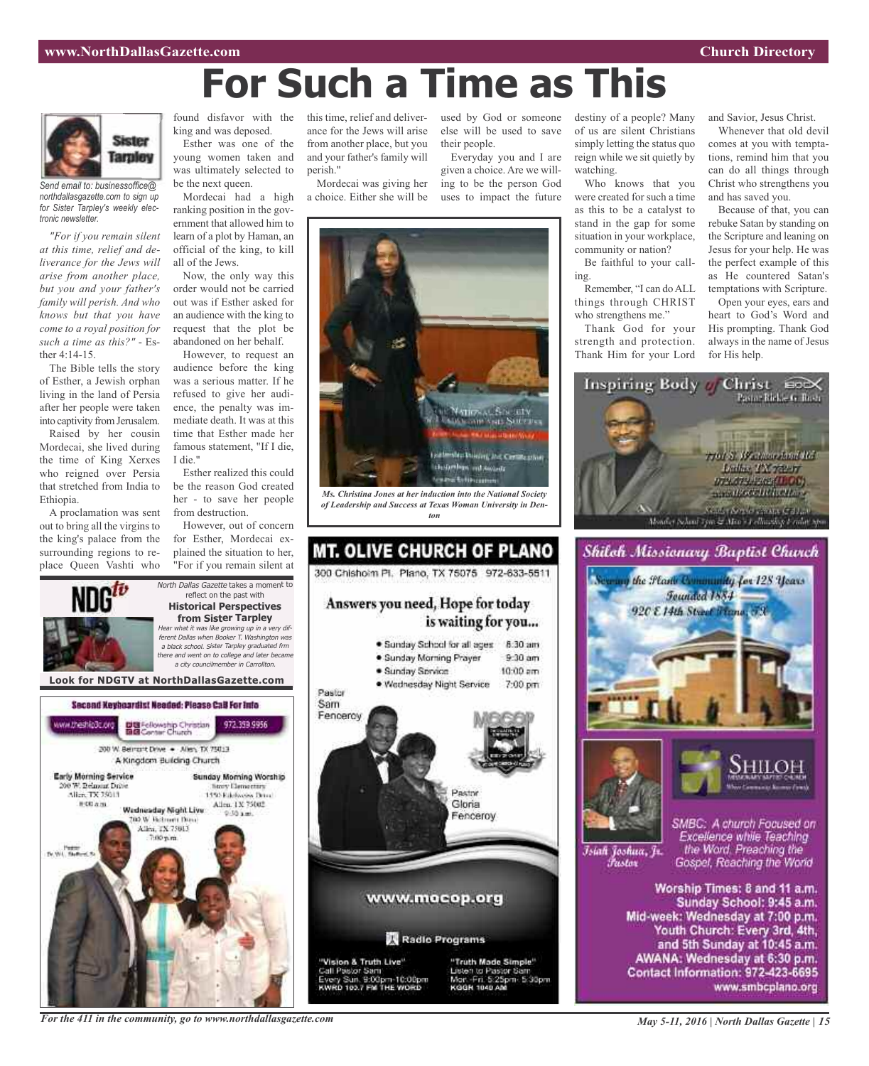# For Such a Time as This

*Send email to: businessoffice@northdallasgazette.com to sign up for Sister Tarpley's weekly electronic newsletter.*

*"For if you remain silent at this time, relief and deliverance for the Jews will arise from another place, but you and your father's family will perish. And who knows but that you have come to a royal position for such a time as this?"* - Esther 4:14-15.

The Bible tells the story of Esther, a Jewish orphan living in the land of Persia after her people were taken into captivity from Jerusalem.

Raised by her cousin Mordecai, she lived during the time of King Xerxes who reigned over Persia that stretched from India to Ethiopia.

A proclamation was sent out to bring all the virgins to the king's palace from the surrounding regions to replace Queen Vashti who found disfavor with the king and was deposed.

Esther was one of the young women taken and was ultimately selected to be the next queen.

Mordecai had a high ranking position in the government that allowed him to learn of a plot by Haman, an official of the king, to kill all of the Jews.

Now, the only way this order would not be carried out was if Esther asked for an audience with the king to request that the plot be abandoned on her behalf.

However, to request an audience before the king was a serious matter. If he refused to give her audience, the penalty was immediate death. It was at this time that Esther made her famous statement, "If I die, I die."

Esther realized this could be the reason God created her - to save her people from destruction.

However, out of concern for Esther, Mordecai explained the situation to her, "For if you remain silent at this time, relief and deliverance for the Jews will arise from another place, but you and your father's family will perish."

Mordecai was giving her a choice. Either she will be used by God or someone else will be used to save their people.

Everyday you and I are given a choice. Are we willing to be the person God uses to impact the future destiny of a people? Many of us are silent Christians simply letting the status quo reign while we sit quietly by watching.

Who knows that you were created for such a time as this to be a catalyst to stand in the gap for some situation in your workplace, community or nation?

Be faithful to your calling.

Remember, "I can do ALL things through CHRIST who strengthens me."

Thank God for your strength and protection. Thank Him for your Lord and Savior, Jesus Christ.

Whenever that old devil comes at you with temptations, remind him that you can do all things through Christ who strengthens you and has saved you.

Because of that, you can rebuke Satan by standing on the Scripture and leaning on Jesus for your help. He was the perfect example of this as He countered Satan's temptations with Scripture.

Open your eyes, ears and heart to God's Word and His prompting. Thank God always in the name of Jesus for His help.

*Ms. Christina Jones at her induction into the National Society of Leadership and Success at Texas Woman University in Denton*

---

*North Dallas Gazette* takes a moment to reflect on the past with

**Historical Perspectives from Sister Tarpley**

*Hear what it was like growing up in a very different Dallas when Booker T. Washington was a black school. Sister Tarpley graduated frm there and went on to college and later became a city councilmember in Carrollton.*

**Look for NDGTV at NorthDallasGazette.com**

---

**Second Keyboardist Needed: Please Call For Info**

www.theship3c.org — Fellowship Christian Center Church — 972.359.9956

200 W. Belmont Drive • Allen, TX 75013

A Kingdom Building Church

**Early Morning Service**
200 W. Belmont Drive
Allen, TX 75013
8:00 a.m.

**Sunday Morning Worship**
Story Elementary
1550 Edelweiss Drive
Allen, TX 75002
9:30 a.m.

**Wednesday Night Live**
200 W. Belmont Drive
Allen, TX 75013
7:00 p.m.

Pastor Dr. W.L. Stafford, Sr.

---

## MT. OLIVE CHURCH OF PLANO

300 Chishoim Pl. Plano, TX 75075 972-633-5511

**Answers you need, Hope for today is waiting for you...**

- Sunday School for all ages 8:30 am
- Sunday Morning Prayer 9:30 am
- Sunday Service 10:00 am
- Wednesday Night Service 7:00 pm

Pastor Sam Fenceroy

Pastor Gloria Fenceroy

www.mocop.org

**Radio Programs**

"Vision & Truth Live"
Call Pastor Sam
Every Sun. 9:00pm-10:00pm
KWRD 100.7 FM THE WORD

"Truth Made Simple"
Listen to Pastor Sam
Mon.-Fri. 5:25pm- 5:30pm
KGGR 1040 AM

---

**Inspiring Body of Christ**

Pastor Rickie G. Rush

---

## Shiloh Missionary Baptist Church

Serving the Plano Community for 128 Years

Founded 1884

920 E 14th Street Plano, TX

SHILOH Missionary Baptist Church

Isiah Joshua, Jr. Pastor

SMBC: A church Focused on Excellence while Teaching the Word, Preaching the Gospel, Reaching the World

Worship Times: 8 and 11 a.m.
Sunday School: 9:45 a.m.
Mid-week: Wednesday at 7:00 p.m.
Youth Church: Every 3rd, 4th, and 5th Sunday at 10:45 a.m.
AWANA: Wednesday at 6:30 p.m.
Contact Information: 972-423-6695
www.smbcplano.org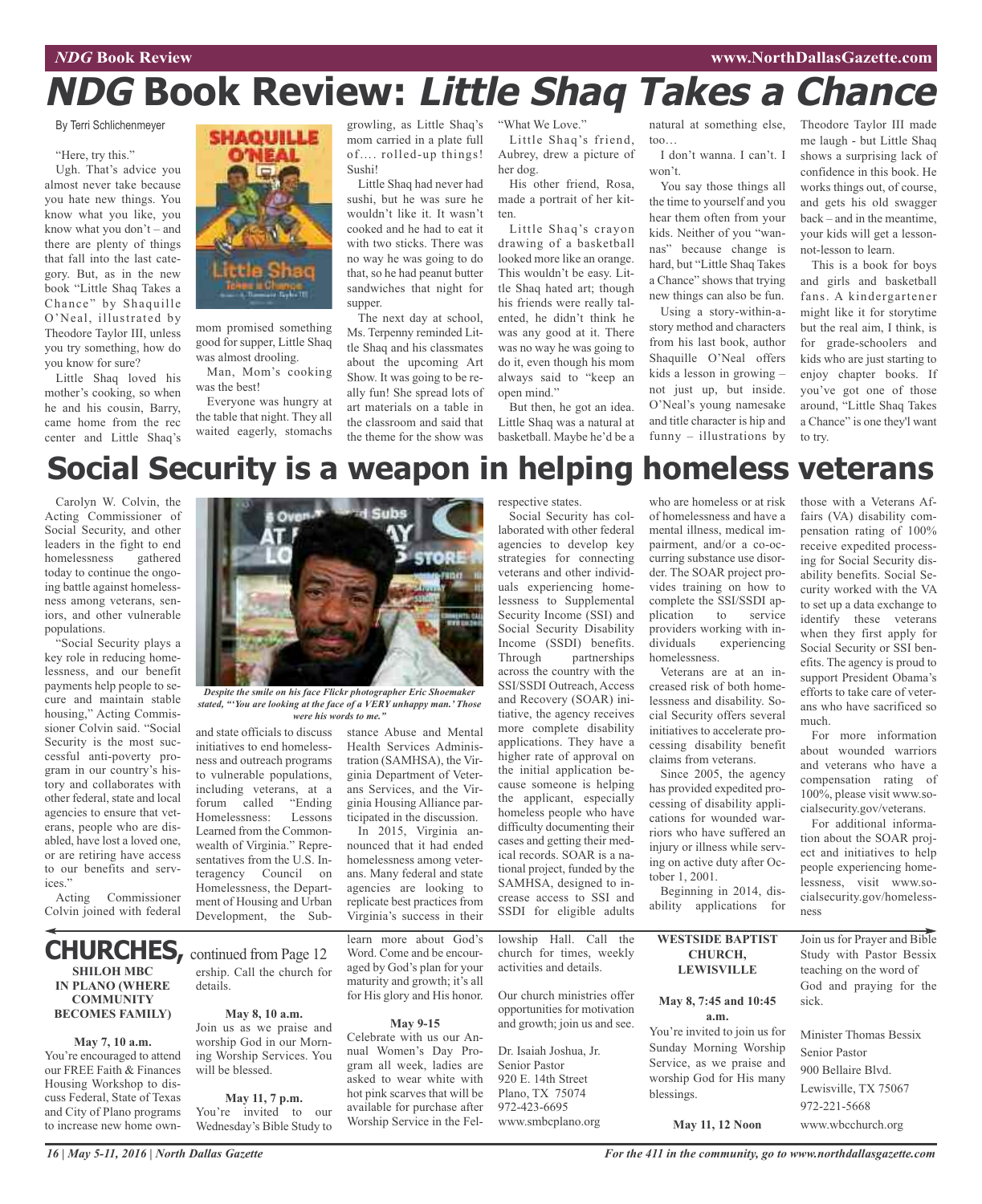# NDG Book Review: *Little Shaq Takes a Chance*

By Terri Schlichenmeyer

"Here, try this."

Ugh. That's advice you almost never take because you hate new things. You know what you like, you know what you don't – and there are plenty of things that fall into the last category. But, as in the new book "Little Shaq Takes a Chance" by Shaquille O'Neal, illustrated by Theodore Taylor III, unless you try something, how do you know for sure?

Little Shaq loved his mother's cooking, so when he and his cousin, Barry, came home from the rec center and Little Shaq's mom promised something good for supper, Little Shaq was almost drooling.

Man, Mom's cooking was the best!

Everyone was hungry at the table that night. They all waited eagerly, stomachs growling, as Little Shaq's mom carried in a plate full of…. rolled-up things! Sushi!

Little Shaq had never had sushi, but he was sure he wouldn't like it. It wasn't cooked and he had to eat it with two sticks. There was no way he was going to do that, so he had peanut butter sandwiches that night for supper.

The next day at school, Ms. Terpenny reminded Little Shaq and his classmates about the upcoming Art Show. It was going to be really fun! She spread lots of art materials on a table in the classroom and said that the theme for the show was "What We Love."

Little Shaq's friend, Aubrey, drew a picture of her dog.

His other friend, Rosa, made a portrait of her kitten.

Little Shaq's crayon drawing of a basketball looked more like an orange. This wouldn't be easy. Little Shaq hated art; though his friends were really talented, he didn't think he was any good at it. There was no way he was going to do it, even though his mom always said to "keep an open mind."

But then, he got an idea. Little Shaq was a natural at basketball. Maybe he'd be a natural at something else, too…

I don't wanna. I can't. I won't.

You say those things all the time to yourself and you hear them often from your kids. Neither of you "wannas" because change is hard, but "Little Shaq Takes a Chance" shows that trying new things can also be fun.

Using a story-within-a-story method and characters from his last book, author Shaquille O'Neal offers kids a lesson in growing – not just up, but inside. O'Neal's young namesake and title character is hip and funny – illustrations by Theodore Taylor III made me laugh - but Little Shaq shows a surprising lack of confidence in this book. He works things out, of course, and gets his old swagger back – and in the meantime, your kids will get a lesson-not-lesson to learn.

This is a book for boys and girls and basketball fans. A kindergartener might like it for storytime but the real aim, I think, is for grade-schoolers and kids who are just starting to enjoy chapter books. If you've got one of those around, "Little Shaq Takes a Chance" is one they'l want to try.

# Social Security is a weapon in helping homeless veterans

Carolyn W. Colvin, the Acting Commissioner of Social Security, and other leaders in the fight to end homelessness gathered today to continue the ongoing battle against homelessness among veterans, seniors, and other vulnerable populations.

"Social Security plays a key role in reducing homelessness, and our benefit payments help people to secure and maintain stable housing," Acting Commissioner Colvin said. "Social Security is the most successful anti-poverty program in our country's history and collaborates with other federal, state and local agencies to ensure that veterans, people who are disabled, have lost a loved one, or are retiring have access to our benefits and services."

*Despite the smile on his face Flickr photographer Eric Shoemaker stated, "'You are looking at the face of a VERY unhappy man.' Those were his words to me."*

Acting Commissioner Colvin joined with federal and state officials to discuss initiatives to end homelessness and outreach programs to vulnerable populations, including veterans, at a forum called "Ending Homelessness: Lessons Learned from the Commonwealth of Virginia." Representatives from the U.S. Interagency Council on Homelessness, the Department of Housing and Urban Development, the Substance Abuse and Mental Health Services Administration (SAMHSA), the Virginia Department of Veterans Services, and the Virginia Housing Alliance participated in the discussion.

In 2015, Virginia announced that it had ended homelessness among veterans. Many federal and state agencies are looking to replicate best practices from Virginia's success in their respective states.

Social Security has collaborated with other federal agencies to develop key strategies for connecting veterans and other individuals experiencing homelessness to Supplemental Security Income (SSI) and Social Security Disability Income (SSDI) benefits. Through partnerships across the country with the SSI/SSDI Outreach, Access and Recovery (SOAR) initiative, the agency receives more complete disability applications. They have a higher rate of approval on the initial application because someone is helping the applicant, especially homeless people who have difficulty documenting their cases and getting their medical records. SOAR is a national project, funded by the SAMHSA, designed to increase access to SSI and SSDI for eligible adults who are homeless or at risk of homelessness and have a mental illness, medical impairment, and/or a co-occurring substance use disorder. The SOAR project provides training on how to complete the SSI/SSDI application to service providers working with individuals experiencing homelessness.

Veterans are at an increased risk of both homelessness and disability. Social Security offers several initiatives to accelerate processing disability benefit claims from veterans.

Since 2005, the agency has provided expedited processing of disability applications for wounded warriors who have suffered an injury or illness while serving on active duty after October 1, 2001.

Beginning in 2014, disability applications for those with a Veterans Affairs (VA) disability compensation rating of 100% receive expedited processing for Social Security disability benefits. Social Security worked with the VA to set up a data exchange to identify these veterans when they first apply for Social Security or SSI benefits. The agency is proud to support President Obama's efforts to take care of veterans who have sacrificed so much.

For more information about wounded warriors and veterans who have a compensation rating of 100%, please visit www.socialsecurity.gov/veterans.

For additional information about the SOAR project and initiatives to help people experiencing homelessness, visit www.socialsecurity.gov/homelessness

# CHURCHES, continued from Page 12

**SHILOH MBC IN PLANO (WHERE COMMUNITY BECOMES FAMILY)**

**May 7, 10 a.m.**
You're encouraged to attend our FREE Faith & Finances Housing Workshop to discuss Federal, State of Texas and City of Plano programs to increase new home ownership. Call the church for details.

**May 8, 10 a.m.**
Join us as we praise and worship God in our Morning Worship Services. You will be blessed.

**May 11, 7 p.m.**
You're invited to our Wednesday's Bible Study to learn more about God's Word. Come and be encouraged by God's plan for your maturity and growth; it's all for His glory and His honor.

**May 9-15**
Celebrate with us our Annual Women's Day Program all week, ladies are asked to wear white with hot pink scarves that will be available for purchase after Worship Service in the Fellowship Hall. Call the church for times, weekly activities and details.

Our church ministries offer opportunities for motivation and growth; join us and see.

Dr. Isaiah Joshua, Jr.
Senior Pastor
920 E. 14th Street
Plano, TX 75074
972-423-6695
www.smbcplano.org

**WESTSIDE BAPTIST CHURCH, LEWISVILLE**

**May 8, 7:45 and 10:45 a.m.**
You're invited to join us for Sunday Morning Worship Service, as we praise and worship God for His many blessings.

**May 11, 12 Noon**
Join us for Prayer and Bible Study with Pastor Bessix teaching on the word of God and praying for the sick.

Minister Thomas Bessix
Senior Pastor
900 Bellaire Blvd.
Lewisville, TX 75067
972-221-5668
www.wbcchurch.org